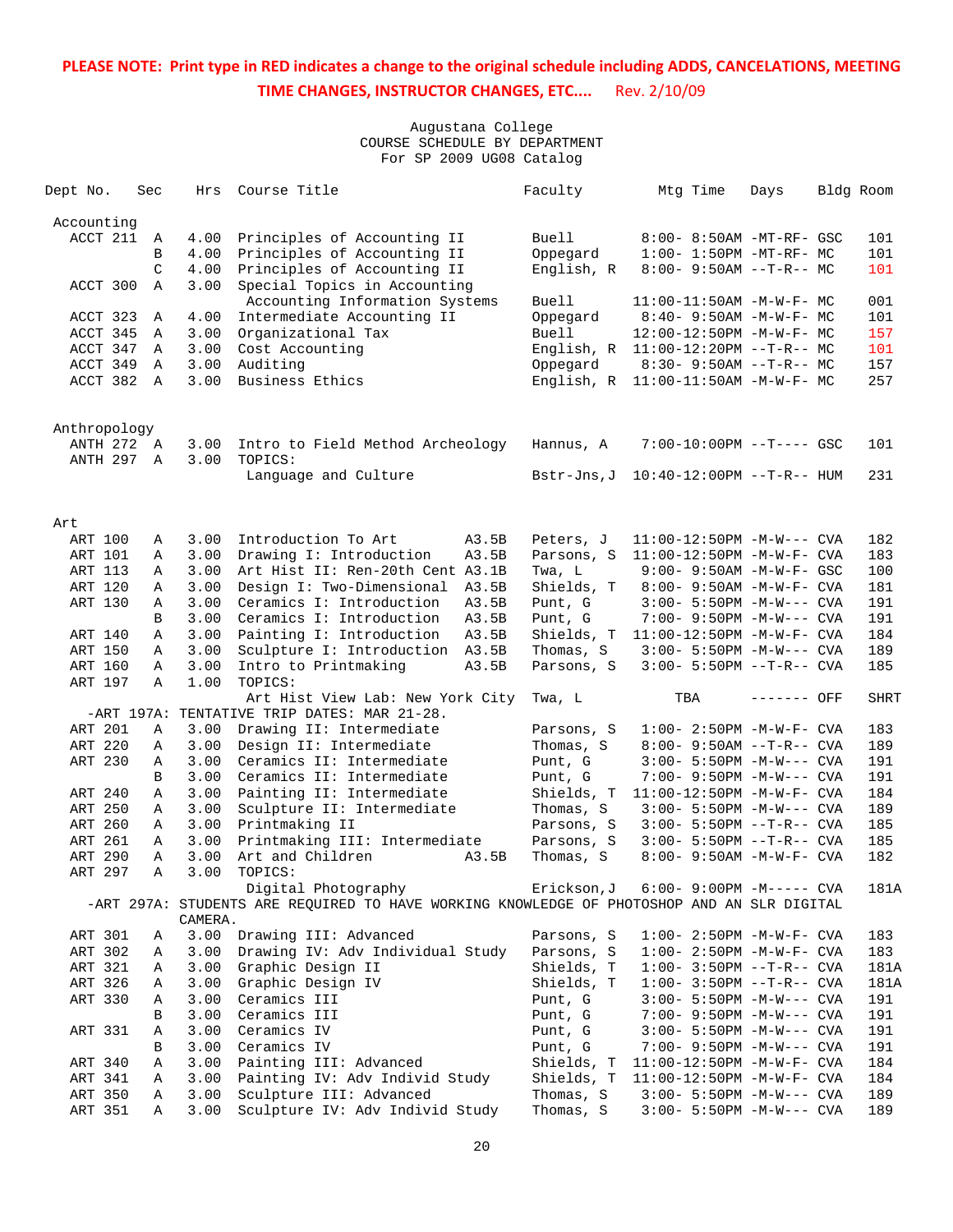**PLEASE NOTE: Print type in RED indicates a change to the original schedule including ADDS, CANCELATIONS, MEETING TIME CHANGES, INSTRUCTOR CHANGES, ETC....** Rev. 2/10/09

Augustana College
COURSE SCHEDULE BY DEPARTMENT
For SP 2009 UG08 Catalog

| Dept No. | Sec | Hrs | Course Title | | Faculty | Mtg Time | Days | Bldg | Room |
|---|---|---|---|---|---|---|---|---|---|
| **Accounting** | | | | | | | | | |
| ACCT 211 | A | 4.00 | Principles of Accounting II | | Buell | 8:00- 8:50AM | -MT-RF- | GSC | 101 |
| | B | 4.00 | Principles of Accounting II | | Oppegard | 1:00- 1:50PM | -MT-RF- | MC | 101 |
| | C | 4.00 | Principles of Accounting II | | English, R | 8:00- 9:50AM | --T-R-- | MC | 101 |
| ACCT 300 | A | 3.00 | Special Topics in Accounting | | | | | | |
| | | | Accounting Information Systems | | Buell | 11:00-11:50AM | -M-W-F- | MC | 001 |
| ACCT 323 | A | 4.00 | Intermediate Accounting II | | Oppegard | 8:40- 9:50AM | -M-W-F- | MC | 101 |
| ACCT 345 | A | 3.00 | Organizational Tax | | Buell | 12:00-12:50PM | -M-W-F- | MC | 157 |
| ACCT 347 | A | 3.00 | Cost Accounting | | English, R | 11:00-12:20PM | --T-R-- | MC | 101 |
| ACCT 349 | A | 3.00 | Auditing | | Oppegard | 8:30- 9:50AM | --T-R-- | MC | 157 |
| ACCT 382 | A | 3.00 | Business Ethics | | English, R | 11:00-11:50AM | -M-W-F- | MC | 257 |
| **Anthropology** | | | | | | | | | |
| ANTH 272 | A | 3.00 | Intro to Field Method Archeology | | Hannus, A | 7:00-10:00PM | --T---- | GSC | 101 |
| ANTH 297 | A | 3.00 | TOPICS: | | | | | | |
| | | | Language and Culture | | Bstr-Jns,J | 10:40-12:00PM | --T-R-- | HUM | 231 |
| **Art** | | | | | | | | | |
| ART 100 | A | 3.00 | Introduction To Art | A3.5B | Peters, J | 11:00-12:50PM | -M-W--- | CVA | 182 |
| ART 101 | A | 3.00 | Drawing I: Introduction | A3.5B | Parsons, S | 11:00-12:50PM | -M-W-F- | CVA | 183 |
| ART 113 | A | 3.00 | Art Hist II: Ren-20th Cent | A3.1B | Twa, L | 9:00- 9:50AM | -M-W-F- | GSC | 100 |
| ART 120 | A | 3.00 | Design I: Two-Dimensional | A3.5B | Shields, T | 8:00- 9:50AM | -M-W-F- | CVA | 181 |
| ART 130 | A | 3.00 | Ceramics I: Introduction | A3.5B | Punt, G | 3:00- 5:50PM | -M-W--- | CVA | 191 |
| | B | 3.00 | Ceramics I: Introduction | A3.5B | Punt, G | 7:00- 9:50PM | -M-W--- | CVA | 191 |
| ART 140 | A | 3.00 | Painting I: Introduction | A3.5B | Shields, T | 11:00-12:50PM | -M-W-F- | CVA | 184 |
| ART 150 | A | 3.00 | Sculpture I: Introduction | A3.5B | Thomas, S | 3:00- 5:50PM | -M-W--- | CVA | 189 |
| ART 160 | A | 3.00 | Intro to Printmaking | A3.5B | Parsons, S | 3:00- 5:50PM | --T-R-- | CVA | 185 |
| ART 197 | A | 1.00 | TOPICS: | | | | | | |
| | | | Art Hist View Lab: New York City | | Twa, L | TBA | ------- | OFF | SHRT |
| -ART 197A: TENTATIVE TRIP DATES: MAR 21-28. | | | | | | | | | |
| ART 201 | A | 3.00 | Drawing II: Intermediate | | Parsons, S | 1:00- 2:50PM | -M-W-F- | CVA | 183 |
| ART 220 | A | 3.00 | Design II: Intermediate | | Thomas, S | 8:00- 9:50AM | --T-R-- | CVA | 189 |
| ART 230 | A | 3.00 | Ceramics II: Intermediate | | Punt, G | 3:00- 5:50PM | -M-W--- | CVA | 191 |
| | B | 3.00 | Ceramics II: Intermediate | | Punt, G | 7:00- 9:50PM | -M-W--- | CVA | 191 |
| ART 240 | A | 3.00 | Painting II: Intermediate | | Shields, T | 11:00-12:50PM | -M-W-F- | CVA | 184 |
| ART 250 | A | 3.00 | Sculpture II: Intermediate | | Thomas, S | 3:00- 5:50PM | -M-W--- | CVA | 189 |
| ART 260 | A | 3.00 | Printmaking II | | Parsons, S | 3:00- 5:50PM | --T-R-- | CVA | 185 |
| ART 261 | A | 3.00 | Printmaking III: Intermediate | | Parsons, S | 3:00- 5:50PM | --T-R-- | CVA | 185 |
| ART 290 | A | 3.00 | Art and Children | A3.5B | Thomas, S | 8:00- 9:50AM | -M-W-F- | CVA | 182 |
| ART 297 | A | 3.00 | TOPICS: | | | | | | |
| | | | Digital Photography | | Erickson,J | 6:00- 9:00PM | -M----- | CVA | 181A |
| -ART 297A: STUDENTS ARE REQUIRED TO HAVE WORKING KNOWLEDGE OF PHOTOSHOP AND AN SLR DIGITAL CAMERA. | | | | | | | | | |
| ART 301 | A | 3.00 | Drawing III: Advanced | | Parsons, S | 1:00- 2:50PM | -M-W-F- | CVA | 183 |
| ART 302 | A | 3.00 | Drawing IV: Adv Individual Study | | Parsons, S | 1:00- 2:50PM | -M-W-F- | CVA | 183 |
| ART 321 | A | 3.00 | Graphic Design II | | Shields, T | 1:00- 3:50PM | --T-R-- | CVA | 181A |
| ART 326 | A | 3.00 | Graphic Design IV | | Shields, T | 1:00- 3:50PM | --T-R-- | CVA | 181A |
| ART 330 | A | 3.00 | Ceramics III | | Punt, G | 3:00- 5:50PM | -M-W--- | CVA | 191 |
| | B | 3.00 | Ceramics III | | Punt, G | 7:00- 9:50PM | -M-W--- | CVA | 191 |
| ART 331 | A | 3.00 | Ceramics IV | | Punt, G | 3:00- 5:50PM | -M-W--- | CVA | 191 |
| | B | 3.00 | Ceramics IV | | Punt, G | 7:00- 9:50PM | -M-W--- | CVA | 191 |
| ART 340 | A | 3.00 | Painting III: Advanced | | Shields, T | 11:00-12:50PM | -M-W-F- | CVA | 184 |
| ART 341 | A | 3.00 | Painting IV: Adv Individ Study | | Shields, T | 11:00-12:50PM | -M-W-F- | CVA | 184 |
| ART 350 | A | 3.00 | Sculpture III: Advanced | | Thomas, S | 3:00- 5:50PM | -M-W--- | CVA | 189 |
| ART 351 | A | 3.00 | Sculpture IV: Adv Individ Study | | Thomas, S | 3:00- 5:50PM | -M-W--- | CVA | 189 |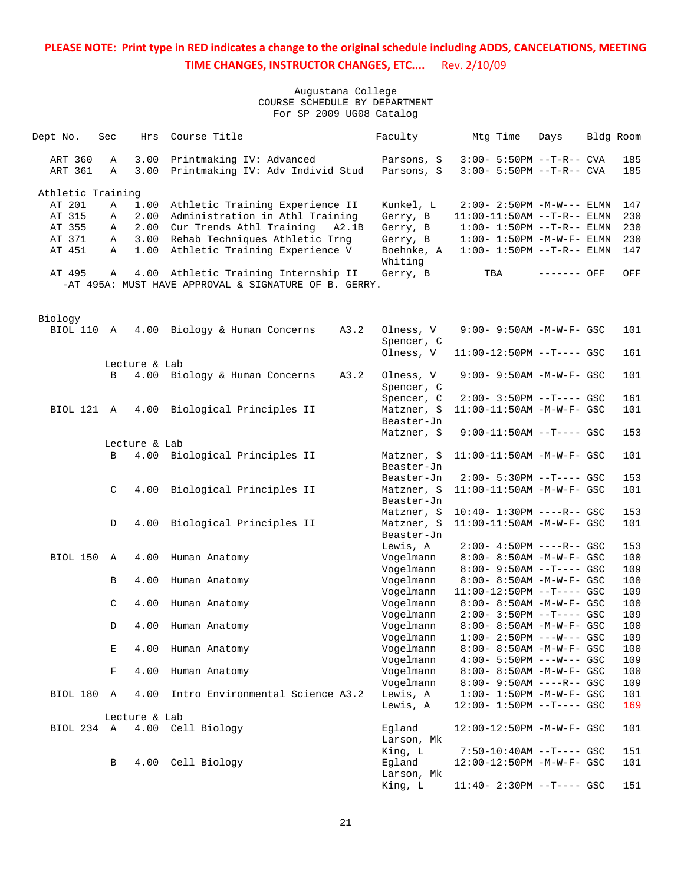**PLEASE NOTE: Print type in RED indicates a change to the original schedule including ADDS, CANCELATIONS, MEETING TIME CHANGES, INSTRUCTOR CHANGES, ETC....** Rev. 2/10/09

Augustana College
COURSE SCHEDULE BY DEPARTMENT
For SP 2009 UG08 Catalog

| Dept No. | Sec | Hrs | Course Title | Faculty | Mtg Time | Days | Bldg | Room |
|---|---|---|---|---|---|---|---|---|
| ART 360 | A | 3.00 | Printmaking IV: Advanced | Parsons, S | 3:00- 5:50PM | --T-R-- | CVA | 185 |
| ART 361 | A | 3.00 | Printmaking IV: Adv Individ Stud | Parsons, S | 3:00- 5:50PM | --T-R-- | CVA | 185 |
| **Athletic Training** | | | | | | | | |
| AT 201 | A | 1.00 | Athletic Training Experience II | Kunkel, L | 2:00- 2:50PM | -M-W--- | ELMN | 147 |
| AT 315 | A | 2.00 | Administration in Athl Training | Gerry, B | 11:00-11:50AM | --T-R-- | ELMN | 230 |
| AT 355 | A | 2.00 | Cur Trends Athl Training A2.1B | Gerry, B | 1:00- 1:50PM | --T-R-- | ELMN | 230 |
| AT 371 | A | 3.00 | Rehab Techniques Athletic Trng | Gerry, B | 1:00- 1:50PM | -M-W-F- | ELMN | 230 |
| AT 451 | A | 1.00 | Athletic Training Experience V | Boehnke, A Whiting | 1:00- 1:50PM | --T-R-- | ELMN | 147 |
| AT 495 | A | 4.00 | Athletic Training Internship II | Gerry, B | TBA | ------- | OFF | OFF |
| | | | -AT 495A: MUST HAVE APPROVAL & SIGNATURE OF B. GERRY. | | | | | |
| **Biology** | | | | | | | | |
| BIOL 110 | A | 4.00 | Biology & Human Concerns A3.2 | Olness, V Spencer, C | 9:00- 9:50AM | -M-W-F- | GSC | 101 |
| | | | | Olness, V | 11:00-12:50PM | --T---- | GSC | 161 |
| | | | Lecture & Lab | | | | | |
| | B | 4.00 | Biology & Human Concerns A3.2 | Olness, V Spencer, C | 9:00- 9:50AM | -M-W-F- | GSC | 101 |
| | | | | Spencer, C | 2:00- 3:50PM | --T---- | GSC | 161 |
| BIOL 121 | A | 4.00 | Biological Principles II | Matzner, S Beaster-Jn | 11:00-11:50AM | -M-W-F- | GSC | 101 |
| | | | | Matzner, S | 9:00-11:50AM | --T---- | GSC | 153 |
| | | | Lecture & Lab | | | | | |
| | B | 4.00 | Biological Principles II | Matzner, S Beaster-Jn | 11:00-11:50AM | -M-W-F- | GSC | 101 |
| | | | | Beaster-Jn | 2:00- 5:30PM | --T---- | GSC | 153 |
| | C | 4.00 | Biological Principles II | Matzner, S Beaster-Jn | 11:00-11:50AM | -M-W-F- | GSC | 101 |
| | | | | Matzner, S | 10:40- 1:30PM | ----R-- | GSC | 153 |
| | D | 4.00 | Biological Principles II | Matzner, S Beaster-Jn | 11:00-11:50AM | -M-W-F- | GSC | 101 |
| | | | | Lewis, A | 2:00- 4:50PM | ----R-- | GSC | 153 |
| BIOL 150 | A | 4.00 | Human Anatomy | Vogelmann | 8:00- 8:50AM | -M-W-F- | GSC | 100 |
| | | | | Vogelmann | 8:00- 9:50AM | --T---- | GSC | 109 |
| | B | 4.00 | Human Anatomy | Vogelmann | 8:00- 8:50AM | -M-W-F- | GSC | 100 |
| | | | | Vogelmann | 11:00-12:50PM | --T---- | GSC | 109 |
| | C | 4.00 | Human Anatomy | Vogelmann | 8:00- 8:50AM | -M-W-F- | GSC | 100 |
| | | | | Vogelmann | 2:00- 3:50PM | --T---- | GSC | 109 |
| | D | 4.00 | Human Anatomy | Vogelmann | 8:00- 8:50AM | -M-W-F- | GSC | 100 |
| | | | | Vogelmann | 1:00- 2:50PM | ---W--- | GSC | 109 |
| | E | 4.00 | Human Anatomy | Vogelmann | 8:00- 8:50AM | -M-W-F- | GSC | 100 |
| | | | | Vogelmann | 4:00- 5:50PM | ---W--- | GSC | 109 |
| | F | 4.00 | Human Anatomy | Vogelmann | 8:00- 8:50AM | -M-W-F- | GSC | 100 |
| | | | | Vogelmann | 8:00- 9:50AM | ----R-- | GSC | 109 |
| BIOL 180 | A | 4.00 | Intro Environmental Science A3.2 | Lewis, A | 1:00- 1:50PM | -M-W-F- | GSC | 101 |
| | | | | Lewis, A | 12:00- 1:50PM | --T---- | GSC | 169 |
| | | | Lecture & Lab | | | | | |
| BIOL 234 | A | 4.00 | Cell Biology | Egland Larson, Mk | 12:00-12:50PM | -M-W-F- | GSC | 101 |
| | | | | King, L | 7:50-10:40AM | --T---- | GSC | 151 |
| | B | 4.00 | Cell Biology | Egland Larson, Mk | 12:00-12:50PM | -M-W-F- | GSC | 101 |
| | | | | King, L | 11:40- 2:30PM | --T---- | GSC | 151 |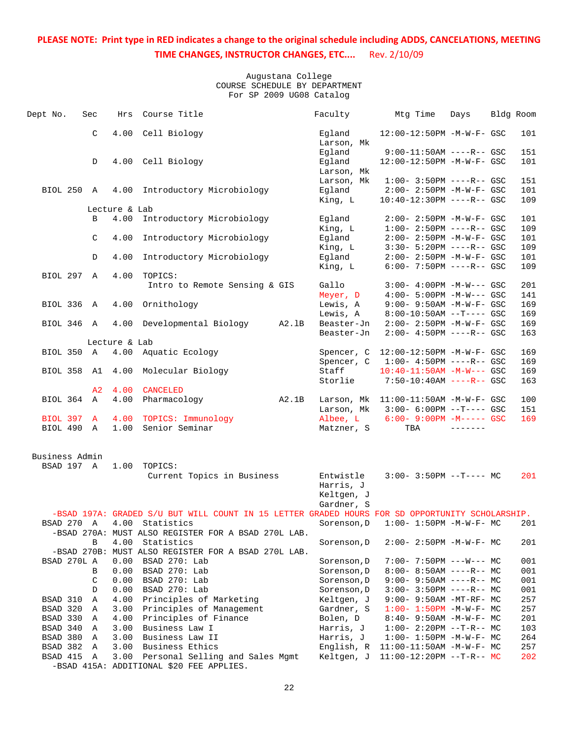**PLEASE NOTE: Print type in RED indicates a change to the original schedule including ADDS, CANCELATIONS, MEETING TIME CHANGES, INSTRUCTOR CHANGES, ETC....** Rev. 2/10/09

Augustana College
COURSE SCHEDULE BY DEPARTMENT
For SP 2009 UG08 Catalog

| Dept No. | Sec | Hrs | Course Title | | Faculty | Mtg Time | Days | Bldg | Room |
|---|---|---|---|---|---|---|---|---|---|
| | C | 4.00 | Cell Biology | | Egland | 12:00-12:50PM | -M-W-F- | GSC | 101 |
| | | | | | Larson, Mk | | | | |
| | | | | | Egland | 9:00-11:50AM | ----R-- | GSC | 151 |
| | D | 4.00 | Cell Biology | | Egland | 12:00-12:50PM | -M-W-F- | GSC | 101 |
| | | | | | Larson, Mk | | | | |
| | | | | | Larson, Mk | 1:00- 3:50PM | ----R-- | GSC | 151 |
| BIOL 250 | A | 4.00 | Introductory Microbiology | | Egland | 2:00- 2:50PM | -M-W-F- | GSC | 101 |
| | | | | | King, L | 10:40-12:30PM | ----R-- | GSC | 109 |
| | Lecture & Lab | | | | | | | | |
| | B | 4.00 | Introductory Microbiology | | Egland | 2:00- 2:50PM | -M-W-F- | GSC | 101 |
| | | | | | King, L | 1:00- 2:50PM | ----R-- | GSC | 109 |
| | C | 4.00 | Introductory Microbiology | | Egland | 2:00- 2:50PM | -M-W-F- | GSC | 101 |
| | | | | | King, L | 3:30- 5:20PM | ----R-- | GSC | 109 |
| | D | 4.00 | Introductory Microbiology | | Egland | 2:00- 2:50PM | -M-W-F- | GSC | 101 |
| | | | | | King, L | 6:00- 7:50PM | ----R-- | GSC | 109 |
| BIOL 297 | A | 4.00 | TOPICS: | | | | | | |
| | | | Intro to Remote Sensing & GIS | | Gallo | 3:00- 4:00PM | -M-W--- | GSC | 201 |
| | | | | | Meyer, D | 4:00- 5:00PM | -M-W--- | GSC | 141 |
| BIOL 336 | A | 4.00 | Ornithology | | Lewis, A | 9:00- 9:50AM | -M-W-F- | GSC | 169 |
| | | | | | Lewis, A | 8:00-10:50AM | --T---- | GSC | 169 |
| BIOL 346 | A | 4.00 | Developmental Biology | A2.1B | Beaster-Jn | 2:00- 2:50PM | -M-W-F- | GSC | 169 |
| | | | | | Beaster-Jn | 2:00- 4:50PM | ----R-- | GSC | 163 |
| | Lecture & Lab | | | | | | | | |
| BIOL 350 | A | 4.00 | Aquatic Ecology | | Spencer, C | 12:00-12:50PM | -M-W-F- | GSC | 169 |
| | | | | | Spencer, C | 1:00- 4:50PM | ----R-- | GSC | 169 |
| BIOL 358 | A1 | 4.00 | Molecular Biology | | Staff | 10:40-11:50AM | -M-W--- | GSC | 169 |
| | | | | | Storlie | 7:50-10:40AM | ----R-- | GSC | 163 |
| | A2 | 4.00 | CANCELED | | | | | | |
| BIOL 364 | A | 4.00 | Pharmacology | A2.1B | Larson, Mk | 11:00-11:50AM | -M-W-F- | GSC | 100 |
| | | | | | Larson, Mk | 3:00- 6:00PM | --T---- | GSC | 151 |
| BIOL 397 | A | 4.00 | TOPICS: Immunology | | Albee, L | 6:00- 9:00PM | -M----- | GSC | 169 |
| BIOL 490 | A | 1.00 | Senior Seminar | | Matzner, S | TBA | ------- | | |

## Business Admin

| Dept No. | Sec | Hrs | Course Title | Faculty | Mtg Time | Days | Bldg | Room |
|---|---|---|---|---|---|---|---|---|
| BSAD 197 | A | 1.00 | TOPICS: | | | | | |
| | | | Current Topics in Business | Entwistle | 3:00- 3:50PM | --T---- | MC | 201 |
| | | | | Harris, J | | | | |
| | | | | Keltgen, J | | | | |
| | | | | Gardner, S | | | | |
| -BSAD 197A: GRADED S/U BUT WILL COUNT IN 15 LETTER GRADED HOURS FOR SD OPPORTUNITY SCHOLARSHIP. | | | | | | | | |
| BSAD 270 | A | 4.00 | Statistics | Sorenson,D | 1:00- 1:50PM | -M-W-F- | MC | 201 |
| -BSAD 270A: MUST ALSO REGISTER FOR A BSAD 270L LAB. | | | | | | | | |
| | B | 4.00 | Statistics | Sorenson,D | 2:00- 2:50PM | -M-W-F- | MC | 201 |
| -BSAD 270B: MUST ALSO REGISTER FOR A BSAD 270L LAB. | | | | | | | | |
| BSAD 270L | A | 0.00 | BSAD 270: Lab | Sorenson,D | 7:00- 7:50PM | ---W--- | MC | 001 |
| | B | 0.00 | BSAD 270: Lab | Sorenson,D | 8:00- 8:50AM | ----R-- | MC | 001 |
| | C | 0.00 | BSAD 270: Lab | Sorenson,D | 9:00- 9:50AM | ----R-- | MC | 001 |
| | D | 0.00 | BSAD 270: Lab | Sorenson,D | 3:00- 3:50PM | ----R-- | MC | 001 |
| BSAD 310 | A | 4.00 | Principles of Marketing | Keltgen, J | 9:00- 9:50AM | -MT-RF- | MC | 257 |
| BSAD 320 | A | 3.00 | Principles of Management | Gardner, S | 1:00- 1:50PM | -M-W-F- | MC | 257 |
| BSAD 330 | A | 4.00 | Principles of Finance | Bolen, D | 8:40- 9:50AM | -M-W-F- | MC | 201 |
| BSAD 340 | A | 3.00 | Business Law I | Harris, J | 1:00- 2:20PM | --T-R-- | MC | 103 |
| BSAD 380 | A | 3.00 | Business Law II | Harris, J | 1:00- 1:50PM | -M-W-F- | MC | 264 |
| BSAD 382 | A | 3.00 | Business Ethics | English, R | 11:00-11:50AM | -M-W-F- | MC | 257 |
| BSAD 415 | A | 3.00 | Personal Selling and Sales Mgmt | Keltgen, J | 11:00-12:20PM | --T-R-- | MC | 202 |
| -BSAD 415A: ADDITIONAL $20 FEE APPLIES. | | | | | | | | |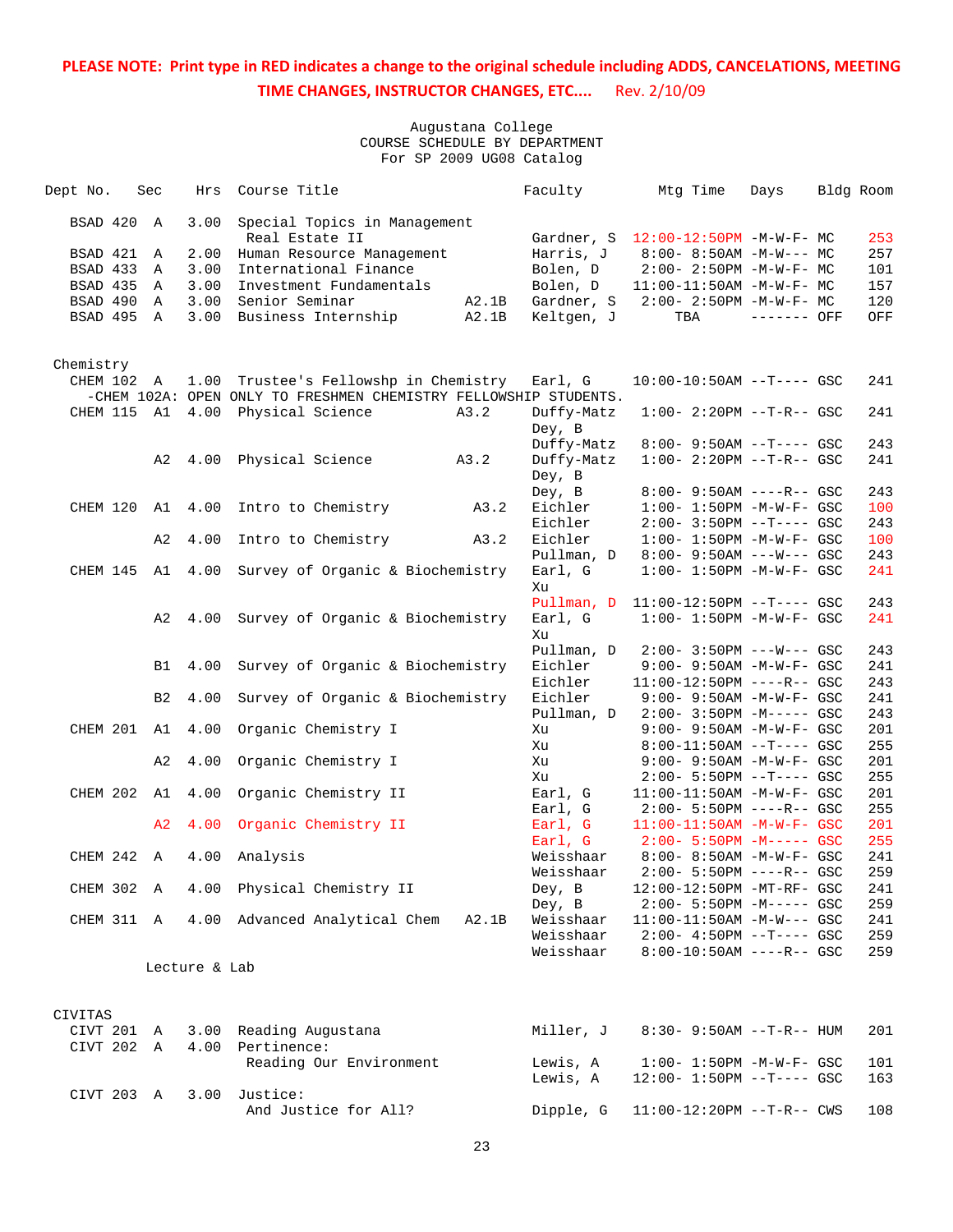**PLEASE NOTE: Print type in RED indicates a change to the original schedule including ADDS, CANCELATIONS, MEETING TIME CHANGES, INSTRUCTOR CHANGES, ETC....** Rev. 2/10/09

Augustana College
COURSE SCHEDULE BY DEPARTMENT
For SP 2009 UG08 Catalog

| Dept No. | Sec | Hrs | Course Title | | Faculty | Mtg Time | Days | Bldg | Room |
|---|---|---|---|---|---|---|---|---|---|
| BSAD 420 | A | 3.00 | Special Topics in Management | | | | | | |
| | | | Real Estate II | | Gardner, S | 12:00-12:50PM | -M-W-F- | MC | 253 |
| BSAD 421 | A | 2.00 | Human Resource Management | | Harris, J | 8:00- 8:50AM | -M-W--- | MC | 257 |
| BSAD 433 | A | 3.00 | International Finance | | Bolen, D | 2:00- 2:50PM | -M-W-F- | MC | 101 |
| BSAD 435 | A | 3.00 | Investment Fundamentals | | Bolen, D | 11:00-11:50AM | -M-W-F- | MC | 157 |
| BSAD 490 | A | 3.00 | Senior Seminar | A2.1B | Gardner, S | 2:00- 2:50PM | -M-W-F- | MC | 120 |
| BSAD 495 | A | 3.00 | Business Internship | A2.1B | Keltgen, J | TBA | ------- | OFF | OFF |
| **Chemistry** | | | | | | | | | |
| CHEM 102 | A | 1.00 | Trustee's Fellowshp in Chemistry | | Earl, G | 10:00-10:50AM | --T---- | GSC | 241 |
| -CHEM 102A: OPEN ONLY TO FRESHMEN CHEMISTRY FELLOWSHIP STUDENTS. | | | | | | | | | |
| CHEM 115 | A1 | 4.00 | Physical Science | A3.2 | Duffy-Matz | 1:00- 2:20PM | --T-R-- | GSC | 241 |
| | | | | | Dey, B | | | | |
| | | | | | Duffy-Matz | 8:00- 9:50AM | --T---- | GSC | 243 |
| | A2 | 4.00 | Physical Science | A3.2 | Duffy-Matz | 1:00- 2:20PM | --T-R-- | GSC | 241 |
| | | | | | Dey, B | | | | |
| | | | | | Dey, B | 8:00- 9:50AM | ----R-- | GSC | 243 |
| CHEM 120 | A1 | 4.00 | Intro to Chemistry | A3.2 | Eichler | 1:00- 1:50PM | -M-W-F- | GSC | 100 |
| | | | | | Eichler | 2:00- 3:50PM | --T---- | GSC | 243 |
| | A2 | 4.00 | Intro to Chemistry | A3.2 | Eichler | 1:00- 1:50PM | -M-W-F- | GSC | 100 |
| | | | | | Pullman, D | 8:00- 9:50AM | ---W--- | GSC | 243 |
| CHEM 145 | A1 | 4.00 | Survey of Organic & Biochemistry | | Earl, G | 1:00- 1:50PM | -M-W-F- | GSC | 241 |
| | | | | | Xu | | | | |
| | | | | | Pullman, D | 11:00-12:50PM | --T---- | GSC | 243 |
| | A2 | 4.00 | Survey of Organic & Biochemistry | | Earl, G | 1:00- 1:50PM | -M-W-F- | GSC | 241 |
| | | | | | Xu | | | | |
| | | | | | Pullman, D | 2:00- 3:50PM | ---W--- | GSC | 243 |
| | B1 | 4.00 | Survey of Organic & Biochemistry | | Eichler | 9:00- 9:50AM | -M-W-F- | GSC | 241 |
| | | | | | Eichler | 11:00-12:50PM | ----R-- | GSC | 243 |
| | B2 | 4.00 | Survey of Organic & Biochemistry | | Eichler | 9:00- 9:50AM | -M-W-F- | GSC | 241 |
| | | | | | Pullman, D | 2:00- 3:50PM | -M----- | GSC | 243 |
| CHEM 201 | A1 | 4.00 | Organic Chemistry I | | Xu | 9:00- 9:50AM | -M-W-F- | GSC | 201 |
| | | | | | Xu | 8:00-11:50AM | --T---- | GSC | 255 |
| | A2 | 4.00 | Organic Chemistry I | | Xu | 9:00- 9:50AM | -M-W-F- | GSC | 201 |
| | | | | | Xu | 2:00- 5:50PM | --T---- | GSC | 255 |
| CHEM 202 | A1 | 4.00 | Organic Chemistry II | | Earl, G | 11:00-11:50AM | -M-W-F- | GSC | 201 |
| | | | | | Earl, G | 2:00- 5:50PM | ----R-- | GSC | 255 |
| | A2 | 4.00 | Organic Chemistry II | | Earl, G | 11:00-11:50AM | -M-W-F- | GSC | 201 |
| | | | | | Earl, G | 2:00- 5:50PM | -M----- | GSC | 255 |
| CHEM 242 | A | 4.00 | Analysis | | Weisshaar | 8:00- 8:50AM | -M-W-F- | GSC | 241 |
| | | | | | Weisshaar | 2:00- 5:50PM | ----R-- | GSC | 259 |
| CHEM 302 | A | 4.00 | Physical Chemistry II | | Dey, B | 12:00-12:50PM | -MT-RF- | GSC | 241 |
| | | | | | Dey, B | 2:00- 5:50PM | -M----- | GSC | 259 |
| CHEM 311 | A | 4.00 | Advanced Analytical Chem | A2.1B | Weisshaar | 11:00-11:50AM | -M-W--- | GSC | 241 |
| | | | | | Weisshaar | 2:00- 4:50PM | --T---- | GSC | 259 |
| | | | | | Weisshaar | 8:00-10:50AM | ----R-- | GSC | 259 |
| | Lecture & Lab | | | | | | | | |
| **CIVITAS** | | | | | | | | | |
| CIVT 201 | A | 3.00 | Reading Augustana | | Miller, J | 8:30- 9:50AM | --T-R-- | HUM | 201 |
| CIVT 202 | A | 4.00 | Pertinence: | | | | | | |
| | | | Reading Our Environment | | Lewis, A | 1:00- 1:50PM | -M-W-F- | GSC | 101 |
| | | | | | Lewis, A | 12:00- 1:50PM | --T---- | GSC | 163 |
| CIVT 203 | A | 3.00 | Justice: | | | | | | |
| | | | And Justice for All? | | Dipple, G | 11:00-12:20PM | --T-R-- | CWS | 108 |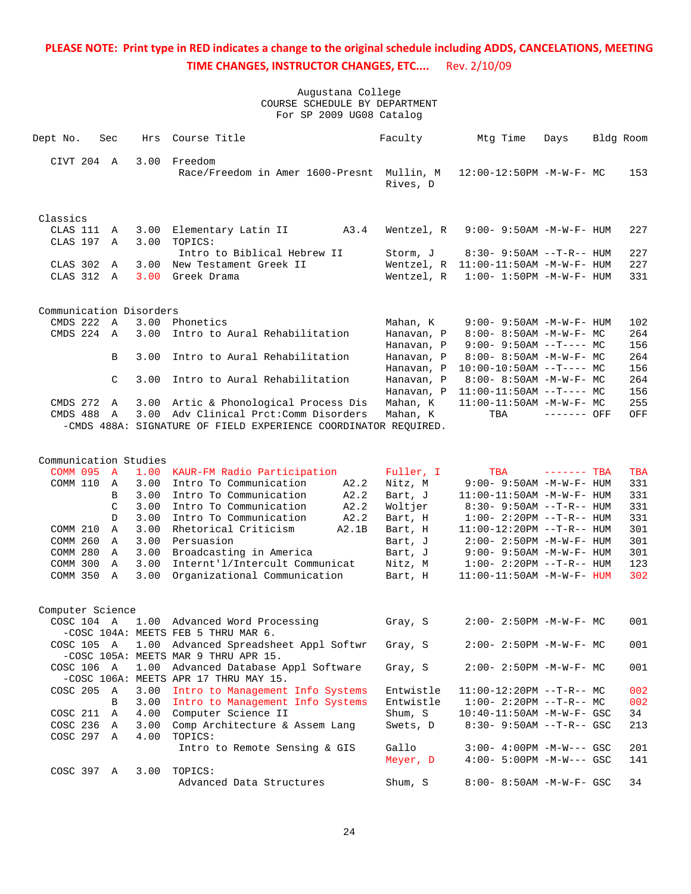**PLEASE NOTE: Print type in RED indicates a change to the original schedule including ADDS, CANCELATIONS, MEETING TIME CHANGES, INSTRUCTOR CHANGES, ETC....** Rev. 2/10/09

Augustana College
COURSE SCHEDULE BY DEPARTMENT
For SP 2009 UG08 Catalog

| Dept | No. | Sec | Hrs | Course Title | | Faculty | Mtg Time | Days | Bldg | Room |
|---|---|---|---|---|---|---|---|---|---|---|
| CIVT | 204 | A | 3.00 | Freedom | | | | | | |
| | | | | Race/Freedom in Amer 1600-Presnt | | Mullin, M | 12:00-12:50PM | -M-W-F- | MC | 153 |
| | | | | | | Rives, D | | | | |

**Classics**

| Dept | No. | Sec | Hrs | Course Title | | Faculty | Mtg Time | Days | Bldg | Room |
|---|---|---|---|---|---|---|---|---|---|---|
| CLAS | 111 | A | 3.00 | Elementary Latin II | A3.4 | Wentzel, R | 9:00- 9:50AM | -M-W-F- | HUM | 227 |
| CLAS | 197 | A | 3.00 | TOPICS: | | | | | | |
| | | | | Intro to Biblical Hebrew II | | Storm, J | 8:30- 9:50AM | --T-R-- | HUM | 227 |
| CLAS | 302 | A | 3.00 | New Testament Greek II | | Wentzel, R | 11:00-11:50AM | -M-W-F- | HUM | 227 |
| CLAS | 312 | A | 3.00 | Greek Drama | | Wentzel, R | 1:00- 1:50PM | -M-W-F- | HUM | 331 |

**Communication Disorders**

| Dept | No. | Sec | Hrs | Course Title | | Faculty | Mtg Time | Days | Bldg | Room |
|---|---|---|---|---|---|---|---|---|---|---|
| CMDS | 222 | A | 3.00 | Phonetics | | Mahan, K | 9:00- 9:50AM | -M-W-F- | HUM | 102 |
| CMDS | 224 | A | 3.00 | Intro to Aural Rehabilitation | | Hanavan, P | 8:00- 8:50AM | -M-W-F- | MC | 264 |
| | | | | | | Hanavan, P | 9:00- 9:50AM | --T---- | MC | 156 |
| | | B | 3.00 | Intro to Aural Rehabilitation | | Hanavan, P | 8:00- 8:50AM | -M-W-F- | MC | 264 |
| | | | | | | Hanavan, P | 10:00-10:50AM | --T---- | MC | 156 |
| | | C | 3.00 | Intro to Aural Rehabilitation | | Hanavan, P | 8:00- 8:50AM | -M-W-F- | MC | 264 |
| | | | | | | Hanavan, P | 11:00-11:50AM | --T---- | MC | 156 |
| CMDS | 272 | A | 3.00 | Artic & Phonological Process Dis | | Mahan, K | 11:00-11:50AM | -M-W-F- | MC | 255 |
| CMDS | 488 | A | 3.00 | Adv Clinical Prct:Comm Disorders | | Mahan, K | TBA | ------- | OFF | OFF |

-CMDS 488A: SIGNATURE OF FIELD EXPERIENCE COORDINATOR REQUIRED.

**Communication Studies**

| Dept | No. | Sec | Hrs | Course Title | | Faculty | Mtg Time | Days | Bldg | Room |
|---|---|---|---|---|---|---|---|---|---|---|
| COMM | 095 | A | 1.00 | KAUR-FM Radio Participation | | Fuller, I | TBA | ------- | TBA | TBA |
| COMM | 110 | A | 3.00 | Intro To Communication | A2.2 | Nitz, M | 9:00- 9:50AM | -M-W-F- | HUM | 331 |
| | | B | 3.00 | Intro To Communication | A2.2 | Bart, J | 11:00-11:50AM | -M-W-F- | HUM | 331 |
| | | C | 3.00 | Intro To Communication | A2.2 | Woltjer | 8:30- 9:50AM | --T-R-- | HUM | 331 |
| | | D | 3.00 | Intro To Communication | A2.2 | Bart, H | 1:00- 2:20PM | --T-R-- | HUM | 331 |
| COMM | 210 | A | 3.00 | Rhetorical Criticism | A2.1B | Bart, H | 11:00-12:20PM | --T-R-- | HUM | 301 |
| COMM | 260 | A | 3.00 | Persuasion | | Bart, J | 2:00- 2:50PM | -M-W-F- | HUM | 301 |
| COMM | 280 | A | 3.00 | Broadcasting in America | | Bart, J | 9:00- 9:50AM | -M-W-F- | HUM | 301 |
| COMM | 300 | A | 3.00 | Internt'l/Intercult Communicat | | Nitz, M | 1:00- 2:20PM | --T-R-- | HUM | 123 |
| COMM | 350 | A | 3.00 | Organizational Communication | | Bart, H | 11:00-11:50AM | -M-W-F- | HUM | 302 |

**Computer Science**

| Dept | No. | Sec | Hrs | Course Title | | Faculty | Mtg Time | Days | Bldg | Room |
|---|---|---|---|---|---|---|---|---|---|---|
| COSC | 104 | A | 1.00 | Advanced Word Processing | | Gray, S | 2:00- 2:50PM | -M-W-F- | MC | 001 |
| -COSC 104A: MEETS FEB 5 THRU MAR 6. | | | | | | | | | | |
| COSC | 105 | A | 1.00 | Advanced Spreadsheet Appl Softwr | | Gray, S | 2:00- 2:50PM | -M-W-F- | MC | 001 |
| -COSC 105A: MEETS MAR 9 THRU APR 15. | | | | | | | | | | |
| COSC | 106 | A | 1.00 | Advanced Database Appl Software | | Gray, S | 2:00- 2:50PM | -M-W-F- | MC | 001 |
| -COSC 106A: MEETS APR 17 THRU MAY 15. | | | | | | | | | | |
| COSC | 205 | A | 3.00 | Intro to Management Info Systems | | Entwistle | 11:00-12:20PM | --T-R-- | MC | 002 |
| | | B | 3.00 | Intro to Management Info Systems | | Entwistle | 1:00- 2:20PM | --T-R-- | MC | 002 |
| COSC | 211 | A | 4.00 | Computer Science II | | Shum, S | 10:40-11:50AM | -M-W-F- | GSC | 34 |
| COSC | 236 | A | 3.00 | Comp Architecture & Assem Lang | | Swets, D | 8:30- 9:50AM | --T-R-- | GSC | 213 |
| COSC | 297 | A | 4.00 | TOPICS: | | | | | | |
| | | | | Intro to Remote Sensing & GIS | | Gallo | 3:00- 4:00PM | -M-W--- | GSC | 201 |
| | | | | | | Meyer, D | 4:00- 5:00PM | -M-W--- | GSC | 141 |
| COSC | 397 | A | 3.00 | TOPICS: | | | | | | |
| | | | | Advanced Data Structures | | Shum, S | 8:00- 8:50AM | -M-W-F- | GSC | 34 |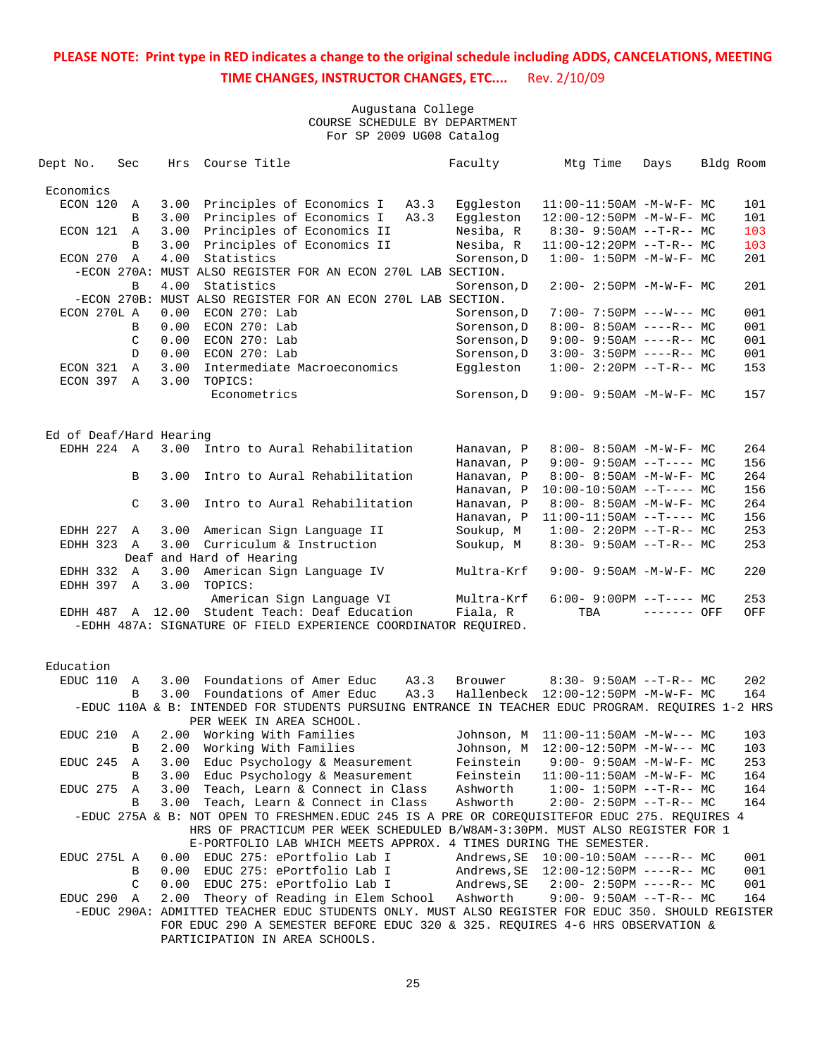**PLEASE NOTE: Print type in RED indicates a change to the original schedule including ADDS, CANCELATIONS, MEETING TIME CHANGES, INSTRUCTOR CHANGES, ETC....** Rev. 2/10/09

Augustana College
COURSE SCHEDULE BY DEPARTMENT
For SP 2009 UG08 Catalog

| Dept No. | Sec | Hrs | Course Title | | Faculty | Mtg Time | Days | Bldg | Room |
|---|---|---|---|---|---|---|---|---|---|
| **Economics** | | | | | | | | | |
| ECON 120 | A | 3.00 | Principles of Economics I | A3.3 | Eggleston | 11:00-11:50AM | -M-W-F- | MC | 101 |
| | B | 3.00 | Principles of Economics I | A3.3 | Eggleston | 12:00-12:50PM | -M-W-F- | MC | 101 |
| ECON 121 | A | 3.00 | Principles of Economics II | | Nesiba, R | 8:30- 9:50AM | --T-R-- | MC | 103 |
| | B | 3.00 | Principles of Economics II | | Nesiba, R | 11:00-12:20PM | --T-R-- | MC | 103 |
| ECON 270 | A | 4.00 | Statistics | | Sorenson,D | 1:00- 1:50PM | -M-W-F- | MC | 201 |
| -ECON 270A: MUST ALSO REGISTER FOR AN ECON 270L LAB SECTION. | | | | | | | | | |
| | B | 4.00 | Statistics | | Sorenson,D | 2:00- 2:50PM | -M-W-F- | MC | 201 |
| -ECON 270B: MUST ALSO REGISTER FOR AN ECON 270L LAB SECTION. | | | | | | | | | |
| ECON 270L | A | 0.00 | ECON 270: Lab | | Sorenson,D | 7:00- 7:50PM | ---W--- | MC | 001 |
| | B | 0.00 | ECON 270: Lab | | Sorenson,D | 8:00- 8:50AM | ----R-- | MC | 001 |
| | C | 0.00 | ECON 270: Lab | | Sorenson,D | 9:00- 9:50AM | ----R-- | MC | 001 |
| | D | 0.00 | ECON 270: Lab | | Sorenson,D | 3:00- 3:50PM | ----R-- | MC | 001 |
| ECON 321 | A | 3.00 | Intermediate Macroeconomics | | Eggleston | 1:00- 2:20PM | --T-R-- | MC | 153 |
| ECON 397 | A | 3.00 | TOPICS: Econometrics | | Sorenson,D | 9:00- 9:50AM | -M-W-F- | MC | 157 |
| **Ed of Deaf/Hard Hearing** | | | | | | | | | |
| EDHH 224 | A | 3.00 | Intro to Aural Rehabilitation | | Hanavan, P | 8:00- 8:50AM | -M-W-F- | MC | 264 |
| | | | | | Hanavan, P | 9:00- 9:50AM | --T---- | MC | 156 |
| | B | 3.00 | Intro to Aural Rehabilitation | | Hanavan, P | 8:00- 8:50AM | -M-W-F- | MC | 264 |
| | | | | | Hanavan, P | 10:00-10:50AM | --T---- | MC | 156 |
| | C | 3.00 | Intro to Aural Rehabilitation | | Hanavan, P | 8:00- 8:50AM | -M-W-F- | MC | 264 |
| | | | | | Hanavan, P | 11:00-11:50AM | --T---- | MC | 156 |
| EDHH 227 | A | 3.00 | American Sign Language II | | Soukup, M | 1:00- 2:20PM | --T-R-- | MC | 253 |
| EDHH 323 | A | 3.00 | Curriculum & Instruction Deaf and Hard of Hearing | | Soukup, M | 8:30- 9:50AM | --T-R-- | MC | 253 |
| EDHH 332 | A | 3.00 | American Sign Language IV | | Multra-Krf | 9:00- 9:50AM | -M-W-F- | MC | 220 |
| EDHH 397 | A | 3.00 | TOPICS: American Sign Language VI | | Multra-Krf | 6:00- 9:00PM | --T---- | MC | 253 |
| EDHH 487 | A | 12.00 | Student Teach: Deaf Education | | Fiala, R | TBA | ------- | OFF | OFF |
| -EDHH 487A: SIGNATURE OF FIELD EXPERIENCE COORDINATOR REQUIRED. | | | | | | | | | |
| **Education** | | | | | | | | | |
| EDUC 110 | A | 3.00 | Foundations of Amer Educ | A3.3 | Brouwer | 8:30- 9:50AM | --T-R-- | MC | 202 |
| | B | 3.00 | Foundations of Amer Educ | A3.3 | Hallenbeck | 12:00-12:50PM | -M-W-F- | MC | 164 |
| -EDUC 110A & B: INTENDED FOR STUDENTS PURSUING ENTRANCE IN TEACHER EDUC PROGRAM. REQUIRES 1-2 HRS PER WEEK IN AREA SCHOOL. | | | | | | | | | |
| EDUC 210 | A | 2.00 | Working With Families | | Johnson, M | 11:00-11:50AM | -M-W--- | MC | 103 |
| | B | 2.00 | Working With Families | | Johnson, M | 12:00-12:50PM | -M-W--- | MC | 103 |
| EDUC 245 | A | 3.00 | Educ Psychology & Measurement | | Feinstein | 9:00- 9:50AM | -M-W-F- | MC | 253 |
| | B | 3.00 | Educ Psychology & Measurement | | Feinstein | 11:00-11:50AM | -M-W-F- | MC | 164 |
| EDUC 275 | A | 3.00 | Teach, Learn & Connect in Class | | Ashworth | 1:00- 1:50PM | --T-R-- | MC | 164 |
| | B | 3.00 | Teach, Learn & Connect in Class | | Ashworth | 2:00- 2:50PM | --T-R-- | MC | 164 |
| -EDUC 275A & B: NOT OPEN TO FRESHMEN.EDUC 245 IS A PRE OR COREQUISITEFOR EDUC 275. REQUIRES 4 HRS OF PRACTICUM PER WEEK SCHEDULED B/W8AM-3:30PM. MUST ALSO REGISTER FOR 1 E-PORTFOLIO LAB WHICH MEETS APPROX. 4 TIMES DURING THE SEMESTER. | | | | | | | | | |
| EDUC 275L | A | 0.00 | EDUC 275: ePortfolio Lab I | | Andrews,SE | 10:00-10:50AM | ----R-- | MC | 001 |
| | B | 0.00 | EDUC 275: ePortfolio Lab I | | Andrews,SE | 12:00-12:50PM | ----R-- | MC | 001 |
| | C | 0.00 | EDUC 275: ePortfolio Lab I | | Andrews,SE | 2:00- 2:50PM | ----R-- | MC | 001 |
| EDUC 290 | A | 2.00 | Theory of Reading in Elem School | | Ashworth | 9:00- 9:50AM | --T-R-- | MC | 164 |
| -EDUC 290A: ADMITTED TEACHER EDUC STUDENTS ONLY. MUST ALSO REGISTER FOR EDUC 350. SHOULD REGISTER FOR EDUC 290 A SEMESTER BEFORE EDUC 320 & 325. REQUIRES 4-6 HRS OBSERVATION & PARTICIPATION IN AREA SCHOOLS. | | | | | | | | | |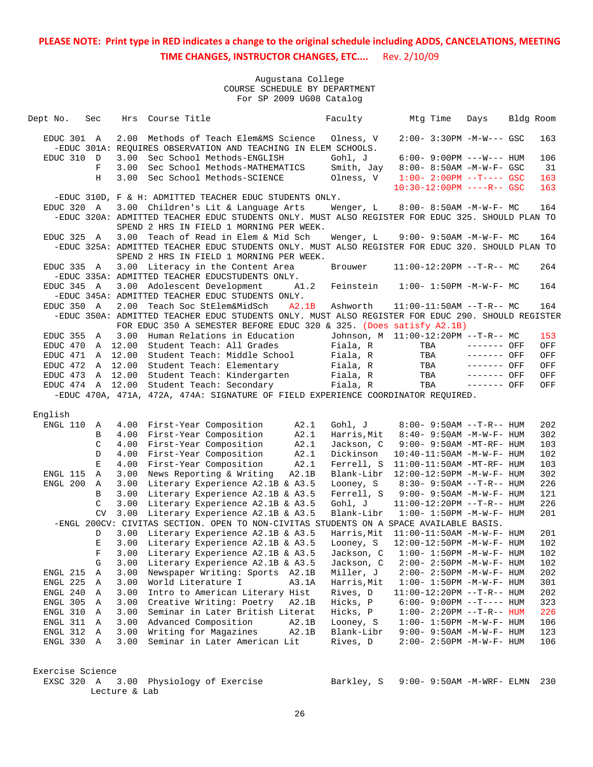**PLEASE NOTE: Print type in RED indicates a change to the original schedule including ADDS, CANCELATIONS, MEETING TIME CHANGES, INSTRUCTOR CHANGES, ETC....** Rev. 2/10/09

Augustana College
COURSE SCHEDULE BY DEPARTMENT
For SP 2009 UG08 Catalog

| Dept No. | Sec | Hrs | Course Title | Faculty | Mtg Time | Days | Bldg | Room |
|---|---|---|---|---|---|---|---|---|
| EDUC 301 | A | 2.00 | Methods of Teach Elem&MS Science | Olness, V | 2:00- 3:30PM | -M-W--- | GSC | 163 |
| -EDUC 301A: REQUIRES OBSERVATION AND TEACHING IN ELEM SCHOOLS. | | | | | | | | |
| EDUC 310 | D | 3.00 | Sec School Methods-ENGLISH | Gohl, J | 6:00- 9:00PM | ---W--- | HUM | 106 |
| | F | 3.00 | Sec School Methods-MATHEMATICS | Smith, Jay | 8:00- 8:50AM | –M-W-F- | GSC | 31 |
| | H | 3.00 | Sec School Methods-SCIENCE | Olness, V | 1:00- 2:00PM | --T---- | GSC | 163 |
| | | | | | 10:30-12:00PM | ----R-- | GSC | 163 |
| -EDUC 310D, F & H: ADMITTED TEACHER EDUC STUDENTS ONLY. | | | | | | | | |
| EDUC 320 | A | 3.00 | Children's Lit & Language Arts | Wenger, L | 8:00- 8:50AM | -M-W-F- | MC | 164 |
| -EDUC 320A: ADMITTED TEACHER EDUC STUDENTS ONLY. MUST ALSO REGISTER FOR EDUC 325. SHOULD PLAN TO SPEND 2 HRS IN FIELD 1 MORNING PER WEEK. | | | | | | | | |
| EDUC 325 | A | 3.00 | Teach of Read in Elem & Mid Sch | Wenger, L | 9:00- 9:50AM | -M-W-F- | MC | 164 |
| -EDUC 325A: ADMITTED TEACHER EDUC STUDENTS ONLY. MUST ALSO REGISTER FOR EDUC 320. SHOULD PLAN TO SPEND 2 HRS IN FIELD 1 MORNING PER WEEK. | | | | | | | | |
| EDUC 335 | A | 3.00 | Literacy in the Content Area | Brouwer | 11:00-12:20PM | --T-R-- | MC | 264 |
| -EDUC 335A: ADMITTED TEACHER EDUCSTUDENTS ONLY. | | | | | | | | |
| EDUC 345 | A | 3.00 | Adolescent Development A1.2 | Feinstein | 1:00- 1:50PM | -M-W-F- | MC | 164 |
| -EDUC 345A: ADMITTED TEACHER EDUC STUDENTS ONLY. | | | | | | | | |
| EDUC 350 | A | 2.00 | Teach Soc StElem&MidSch A2.1B | Ashworth | 11:00-11:50AM | --T-R-- | MC | 164 |
| -EDUC 350A: ADMITTED TEACHER EDUC STUDENTS ONLY. MUST ALSO REGISTER FOR EDUC 290. SHOULD REGISTER FOR EDUC 350 A SEMESTER BEFORE EDUC 320 & 325. (Does satisfy A2.1B) | | | | | | | | |
| EDUC 355 | A | 3.00 | Human Relations in Education | Johnson, M | 11:00-12:20PM | --T-R-- | MC | 153 |
| EDUC 470 | A | 12.00 | Student Teach: All Grades | Fiala, R | TBA | ------- | OFF | OFF |
| EDUC 471 | A | 12.00 | Student Teach: Middle School | Fiala, R | TBA | ------- | OFF | OFF |
| EDUC 472 | A | 12.00 | Student Teach: Elementary | Fiala, R | TBA | ------- | OFF | OFF |
| EDUC 473 | A | 12.00 | Student Teach: Kindergarten | Fiala, R | TBA | ------- | OFF | OFF |
| EDUC 474 | A | 12.00 | Student Teach: Secondary | Fiala, R | TBA | ------- | OFF | OFF |
| -EDUC 470A, 471A, 472A, 474A: SIGNATURE OF FIELD EXPERIENCE COORDINATOR REQUIRED. | | | | | | | | |

**English**

| Dept No. | Sec | Hrs | Course Title | Faculty | Mtg Time | Days | Bldg | Room |
|---|---|---|---|---|---|---|---|---|
| ENGL 110 | A | 4.00 | First-Year Composition A2.1 | Gohl, J | 8:00- 9:50AM | --T-R-- | HUM | 202 |
| | B | 4.00 | First-Year Composition A2.1 | Harris,Mit | 8:40- 9:50AM | -M-W-F- | HUM | 302 |
| | C | 4.00 | First-Year Composition A2.1 | Jackson, C | 9:00- 9:50AM | -MT-RF- | HUM | 103 |
| | D | 4.00 | First-Year Composition A2.1 | Dickinson | 10:40-11:50AM | -M-W-F- | HUM | 102 |
| | E | 4.00 | First-Year Composition A2.1 | Ferrell, S | 11:00-11:50AM | -MT-RF- | HUM | 103 |
| ENGL 115 | A | 3.00 | News Reporting & Writing A2.1B | Blank-Libr | 12:00-12:50PM | -M-W-F- | HUM | 302 |
| ENGL 200 | A | 3.00 | Literary Experience A2.1B & A3.5 | Looney, S | 8:30- 9:50AM | --T-R-- | HUM | 226 |
| | B | 3.00 | Literary Experience A2.1B & A3.5 | Ferrell, S | 9:00- 9:50AM | -M-W-F- | HUM | 121 |
| | C | 3.00 | Literary Experience A2.1B & A3.5 | Gohl, J | 11:00-12:20PM | --T-R-- | HUM | 226 |
| | CV | 3.00 | Literary Experience A2.1B & A3.5 | Blank-Libr | 1:00- 1:50PM | -M-W-F- | HUM | 201 |
| -ENGL 200CV: CIVITAS SECTION. OPEN TO NON-CIVITAS STUDENTS ON A SPACE AVAILABLE BASIS. | | | | | | | | |
| | D | 3.00 | Literary Experience A2.1B & A3.5 | Harris,Mit | 11:00-11:50AM | -M-W-F- | HUM | 201 |
| | E | 3.00 | Literary Experience A2.1B & A3.5 | Looney, S | 12:00-12:50PM | -M-W-F- | HUM | 102 |
| | F | 3.00 | Literary Experience A2.1B & A3.5 | Jackson, C | 1:00- 1:50PM | -M-W-F- | HUM | 102 |
| | G | 3.00 | Literary Experience A2.1B & A3.5 | Jackson, C | 2:00- 2:50PM | -M-W-F- | HUM | 102 |
| ENGL 215 | A | 3.00 | Newspaper Writing: Sports A2.1B | Miller, J | 2:00- 2:50PM | -M-W-F- | HUM | 202 |
| ENGL 225 | A | 3.00 | World Literature I A3.1A | Harris,Mit | 1:00- 1:50PM | -M-W-F- | HUM | 301 |
| ENGL 240 | A | 3.00 | Intro to American Literary Hist | Rives, D | 11:00-12:20PM | --T-R-- | HUM | 202 |
| ENGL 305 | A | 3.00 | Creative Writing: Poetry A2.1B | Hicks, P | 6:00- 9:00PM | --T---- | HUM | 323 |
| ENGL 310 | A | 3.00 | Seminar in Later British Literat | Hicks, P | 1:00- 2:20PM | --T-R-- | HUM | 226 |
| ENGL 311 | A | 3.00 | Advanced Composition A2.1B | Looney, S | 1:00- 1:50PM | -M-W-F- | HUM | 106 |
| ENGL 312 | A | 3.00 | Writing for Magazines A2.1B | Blank-Libr | 9:00- 9:50AM | -M-W-F- | HUM | 123 |
| ENGL 330 | A | 3.00 | Seminar in Later American Lit | Rives, D | 2:00- 2:50PM | -M-W-F- | HUM | 106 |

**Exercise Science**

| Dept No. | Sec | Hrs | Course Title | Faculty | Mtg Time | Days | Bldg | Room |
|---|---|---|---|---|---|---|---|---|
| EXSC 320 | A | 3.00 | Physiology of Exercise | Barkley, S | 9:00- 9:50AM | -M-WRF- | ELMN | 230 |
| | | | Lecture & Lab | | | | | |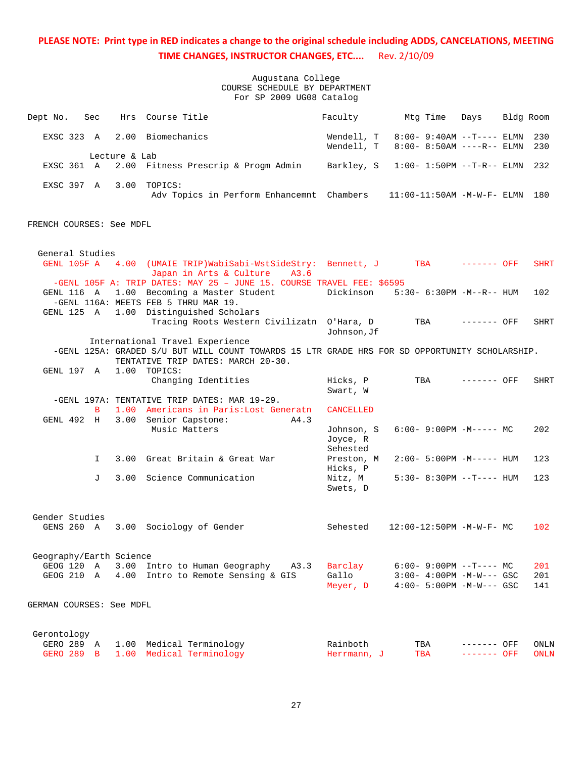**PLEASE NOTE: Print type in RED indicates a change to the original schedule including ADDS, CANCELATIONS, MEETING TIME CHANGES, INSTRUCTOR CHANGES, ETC....** Rev. 2/10/09

Augustana College
COURSE SCHEDULE BY DEPARTMENT
For SP 2009 UG08 Catalog

| Dept No. | Sec | Hrs | Course Title | Faculty | Mtg Time | Days | Bldg | Room |
|---|---|---|---|---|---|---|---|---|
| EXSC 323 | A | 2.00 | Biomechanics | Wendell, T | 8:00- 9:40AM | --T---- | ELMN | 230 |
| | | | | Wendell, T | 8:00- 8:50AM | ----R-- | ELMN | 230 |
| | | | Lecture & Lab | | | | | |
| EXSC 361 | A | 2.00 | Fitness Prescrip & Progm Admin | Barkley, S | 1:00- 1:50PM | --T-R-- | ELMN | 232 |
| EXSC 397 | A | 3.00 | TOPICS: Adv Topics in Perform Enhancemnt | Chambers | 11:00-11:50AM | -M-W-F- | ELMN | 180 |

FRENCH COURSES: See MDFL

**General Studies**

| Dept No. | Sec | Hrs | Course Title | Faculty | Mtg Time | Days | Bldg | Room |
|---|---|---|---|---|---|---|---|---|
| GENL 105F | A | 4.00 | (UMAIE TRIP)WabiSabi-WstSideStry: Japan in Arts & Culture A3.6 | Bennett, J | TBA | ------- | OFF | SHRT |
| -GENL 105F A: TRIP DATES: MAY 25 – JUNE 15. COURSE TRAVEL FEE: $6595 | | | | | | | | |
| GENL 116 | A | 1.00 | Becoming a Master Student | Dickinson | 5:30- 6:30PM | -M--R-- | HUM | 102 |
| -GENL 116A: MEETS FEB 5 THRU MAR 19. | | | | | | | | |
| GENL 125 | A | 1.00 | Distinguished Scholars: Tracing Roots Western Civilizatn | O'Hara, D; Johnson, Jf | TBA | ------- | OFF | SHRT |
| | | | International Travel Experience | | | | | |
| -GENL 125A: GRADED S/U BUT WILL COUNT TOWARDS 15 LTR GRADE HRS FOR SD OPPORTUNITY SCHOLARSHIP. TENTATIVE TRIP DATES: MARCH 20-30. | | | | | | | | |
| GENL 197 | A | 1.00 | TOPICS: Changing Identities | Hicks, P; Swart, W | TBA | ------- | OFF | SHRT |
| -GENL 197A: TENTATIVE TRIP DATES: MAR 19-29. | | | | | | | | |
| | B | 1.00 | Americans in Paris:Lost Generatn | CANCELLED | | | | |
| GENL 492 | H | 3.00 | Senior Capstone: A4.3 Music Matters | Johnson, S; Joyce, R; Sehested | 6:00- 9:00PM | -M----- | MC | 202 |
| | I | 3.00 | Great Britain & Great War | Preston, M; Hicks, P | 2:00- 5:00PM | -M----- | HUM | 123 |
| | J | 3.00 | Science Communication | Nitz, M; Swets, D | 5:30- 8:30PM | --T---- | HUM | 123 |

**Gender Studies**

| Dept No. | Sec | Hrs | Course Title | Faculty | Mtg Time | Days | Bldg | Room |
|---|---|---|---|---|---|---|---|---|
| GENS 260 | A | 3.00 | Sociology of Gender | Sehested | 12:00-12:50PM | -M-W-F- | MC | 102 |

**Geography/Earth Science**

| Dept No. | Sec | Hrs | Course Title | Faculty | Mtg Time | Days | Bldg | Room |
|---|---|---|---|---|---|---|---|---|
| GEOG 120 | A | 3.00 | Intro to Human Geography A3.3 | Barclay | 6:00- 9:00PM | --T---- | MC | 201 |
| GEOG 210 | A | 4.00 | Intro to Remote Sensing & GIS | Gallo | 3:00- 4:00PM | -M-W--- | GSC | 201 |
| | | | | Meyer, D | 4:00- 5:00PM | -M-W--- | GSC | 141 |

GERMAN COURSES: See MDFL

**Gerontology**

| Dept No. | Sec | Hrs | Course Title | Faculty | Mtg Time | Days | Bldg | Room |
|---|---|---|---|---|---|---|---|---|
| GERO 289 | A | 1.00 | Medical Terminology | Rainboth | TBA | ------- | OFF | ONLN |
| GERO 289 | B | 1.00 | Medical Terminology | Herrmann, J | TBA | ------- | OFF | ONLN |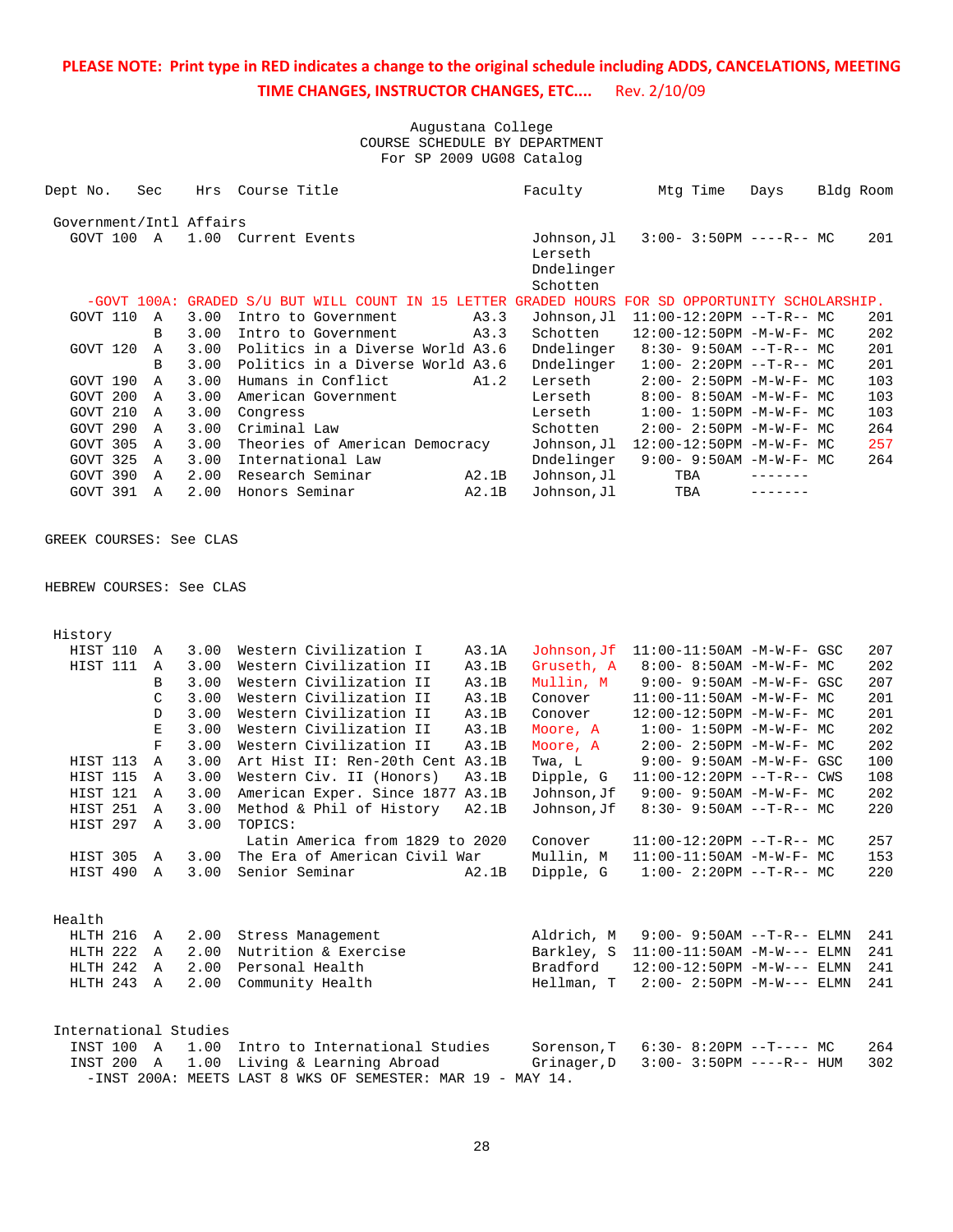**PLEASE NOTE: Print type in RED indicates a change to the original schedule including ADDS, CANCELATIONS, MEETING TIME CHANGES, INSTRUCTOR CHANGES, ETC....** Rev. 2/10/09

Augustana College
COURSE SCHEDULE BY DEPARTMENT
For SP 2009 UG08 Catalog

| Dept | No. | Sec | Hrs | Course Title | | Faculty | Mtg Time | Days | Bldg | Room |
|---|---|---|---|---|---|---|---|---|---|---|
| **Government/Intl Affairs** | | | | | | | | | | |
| GOVT | 100 | A | 1.00 | Current Events | | Johnson,Jl Lerseth Dndelinger Schotten | 3:00- 3:50PM | ----R-- | MC | 201 |
| -GOVT 100A: GRADED S/U BUT WILL COUNT IN 15 LETTER GRADED HOURS FOR SD OPPORTUNITY SCHOLARSHIP. | | | | | | | | | | |
| GOVT | 110 | A | 3.00 | Intro to Government | A3.3 | Johnson,Jl | 11:00-12:20PM | --T-R-- | MC | 201 |
| | | B | 3.00 | Intro to Government | A3.3 | Schotten | 12:00-12:50PM | -M-W-F- | MC | 202 |
| GOVT | 120 | A | 3.00 | Politics in a Diverse World | A3.6 | Dndelinger | 8:30- 9:50AM | --T-R-- | MC | 201 |
| | | B | 3.00 | Politics in a Diverse World | A3.6 | Dndelinger | 1:00- 2:20PM | --T-R-- | MC | 201 |
| GOVT | 190 | A | 3.00 | Humans in Conflict | A1.2 | Lerseth | 2:00- 2:50PM | -M-W-F- | MC | 103 |
| GOVT | 200 | A | 3.00 | American Government | | Lerseth | 8:00- 8:50AM | -M-W-F- | MC | 103 |
| GOVT | 210 | A | 3.00 | Congress | | Lerseth | 1:00- 1:50PM | -M-W-F- | MC | 103 |
| GOVT | 290 | A | 3.00 | Criminal Law | | Schotten | 2:00- 2:50PM | -M-W-F- | MC | 264 |
| GOVT | 305 | A | 3.00 | Theories of American Democracy | | Johnson,Jl | 12:00-12:50PM | -M-W-F- | MC | 257 |
| GOVT | 325 | A | 3.00 | International Law | | Dndelinger | 9:00- 9:50AM | -M-W-F- | MC | 264 |
| GOVT | 390 | A | 2.00 | Research Seminar | A2.1B | Johnson,Jl | TBA | ------- | | |
| GOVT | 391 | A | 2.00 | Honors Seminar | A2.1B | Johnson,Jl | TBA | ------- | | |

GREEK COURSES: See CLAS

HEBREW COURSES: See CLAS

| Dept | No. | Sec | Hrs | Course Title | | Faculty | Mtg Time | Days | Bldg | Room |
|---|---|---|---|---|---|---|---|---|---|---|
| **History** | | | | | | | | | | |
| HIST | 110 | A | 3.00 | Western Civilization I | A3.1A | Johnson,Jf | 11:00-11:50AM | -M-W-F- | GSC | 207 |
| HIST | 111 | A | 3.00 | Western Civilization II | A3.1B | Gruseth, A | 8:00- 8:50AM | -M-W-F- | MC | 202 |
| | | B | 3.00 | Western Civilization II | A3.1B | Mullin, M | 9:00- 9:50AM | -M-W-F- | GSC | 207 |
| | | C | 3.00 | Western Civilization II | A3.1B | Conover | 11:00-11:50AM | -M-W-F- | MC | 201 |
| | | D | 3.00 | Western Civilization II | A3.1B | Conover | 12:00-12:50PM | -M-W-F- | MC | 201 |
| | | E | 3.00 | Western Civilization II | A3.1B | Moore, A | 1:00- 1:50PM | -M-W-F- | MC | 202 |
| | | F | 3.00 | Western Civilization II | A3.1B | Moore, A | 2:00- 2:50PM | -M-W-F- | MC | 202 |
| HIST | 113 | A | 3.00 | Art Hist II: Ren-20th Cent | A3.1B | Twa, L | 9:00- 9:50AM | -M-W-F- | GSC | 100 |
| HIST | 115 | A | 3.00 | Western Civ. II (Honors) | A3.1B | Dipple, G | 11:00-12:20PM | --T-R-- | CWS | 108 |
| HIST | 121 | A | 3.00 | American Exper. Since 1877 | A3.1B | Johnson,Jf | 9:00- 9:50AM | -M-W-F- | MC | 202 |
| HIST | 251 | A | 3.00 | Method & Phil of History | A2.1B | Johnson,Jf | 8:30- 9:50AM | --T-R-- | MC | 220 |
| HIST | 297 | A | 3.00 | TOPICS: Latin America from 1829 to 2020 | | Conover | 11:00-12:20PM | --T-R-- | MC | 257 |
| HIST | 305 | A | 3.00 | The Era of American Civil War | | Mullin, M | 11:00-11:50AM | -M-W-F- | MC | 153 |
| HIST | 490 | A | 3.00 | Senior Seminar | A2.1B | Dipple, G | 1:00- 2:20PM | --T-R-- | MC | 220 |
| **Health** | | | | | | | | | | |
| HLTH | 216 | A | 2.00 | Stress Management | | Aldrich, M | 9:00- 9:50AM | --T-R-- | ELMN | 241 |
| HLTH | 222 | A | 2.00 | Nutrition & Exercise | | Barkley, S | 11:00-11:50AM | -M-W--- | ELMN | 241 |
| HLTH | 242 | A | 2.00 | Personal Health | | Bradford | 12:00-12:50PM | -M-W--- | ELMN | 241 |
| HLTH | 243 | A | 2.00 | Community Health | | Hellman, T | 2:00- 2:50PM | -M-W--- | ELMN | 241 |
| **International Studies** | | | | | | | | | | |
| INST | 100 | A | 1.00 | Intro to International Studies | | Sorenson,T | 6:30- 8:20PM | --T---- | MC | 264 |
| INST | 200 | A | 1.00 | Living & Learning Abroad | | Grinager,D | 3:00- 3:50PM | ----R-- | HUM | 302 |
| -INST 200A: MEETS LAST 8 WKS OF SEMESTER: MAR 19 - MAY 14. | | | | | | | | | | |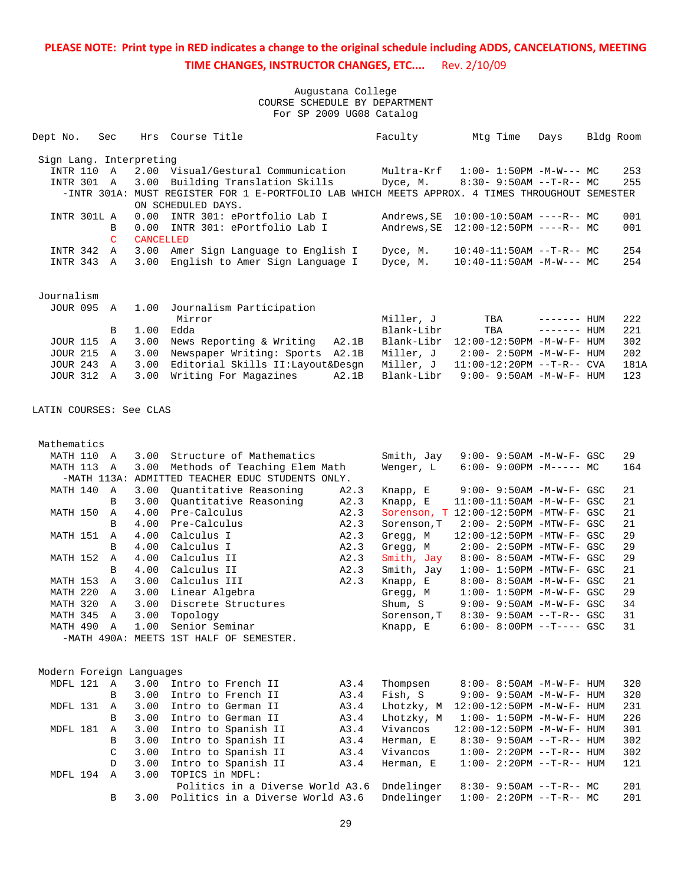**PLEASE NOTE: Print type in RED indicates a change to the original schedule including ADDS, CANCELATIONS, MEETING TIME CHANGES, INSTRUCTOR CHANGES, ETC....** Rev. 2/10/09

Augustana College
COURSE SCHEDULE BY DEPARTMENT
For SP 2009 UG08 Catalog

| Dept No. | Sec | Hrs | Course Title | | Faculty | Mtg Time | Days | Bldg | Room |
|---|---|---|---|---|---|---|---|---|---|
| **Sign Lang. Interpreting** | | | | | | | | | |
| INTR 110 | A | 2.00 | Visual/Gestural Communication | | Multra-Krf | 1:00- 1:50PM | -M-W--- | MC | 253 |
| INTR 301 | A | 3.00 | Building Translation Skills | | Dyce, M. | 8:30- 9:50AM | --T-R-- | MC | 255 |
| -INTR 301A: MUST REGISTER FOR 1 E-PORTFOLIO LAB WHICH MEETS APPROX. 4 TIMES THROUGHOUT SEMESTER ON SCHEDULED DAYS. | | | | | | | | | |
| INTR 301L | A | 0.00 | INTR 301: ePortfolio Lab I | | Andrews,SE | 10:00-10:50AM | ----R-- | MC | 001 |
| | B | 0.00 | INTR 301: ePortfolio Lab I | | Andrews,SE | 12:00-12:50PM | ----R-- | MC | 001 |
| | C | CANCELLED | | | | | | | |
| INTR 342 | A | 3.00 | Amer Sign Language to English I | | Dyce, M. | 10:40-11:50AM | --T-R-- | MC | 254 |
| INTR 343 | A | 3.00 | English to Amer Sign Language I | | Dyce, M. | 10:40-11:50AM | -M-W--- | MC | 254 |
| **Journalism** | | | | | | | | | |
| JOUR 095 | A | 1.00 | Journalism Participation Mirror | | Miller, J | TBA | ------- | HUM | 222 |
| | B | 1.00 | Edda | | Blank-Libr | TBA | ------- | HUM | 221 |
| JOUR 115 | A | 3.00 | News Reporting & Writing | A2.1B | Blank-Libr | 12:00-12:50PM | -M-W-F- | HUM | 302 |
| JOUR 215 | A | 3.00 | Newspaper Writing: Sports | A2.1B | Miller, J | 2:00- 2:50PM | -M-W-F- | HUM | 202 |
| JOUR 243 | A | 3.00 | Editorial Skills II:Layout&Desgn | | Miller, J | 11:00-12:20PM | --T-R-- | CVA | 181A |
| JOUR 312 | A | 3.00 | Writing For Magazines | A2.1B | Blank-Libr | 9:00- 9:50AM | -M-W-F- | HUM | 123 |
| **LATIN COURSES: See CLAS** | | | | | | | | | |
| **Mathematics** | | | | | | | | | |
| MATH 110 | A | 3.00 | Structure of Mathematics | | Smith, Jay | 9:00- 9:50AM | -M-W-F- | GSC | 29 |
| MATH 113 | A | 3.00 | Methods of Teaching Elem Math | | Wenger, L | 6:00- 9:00PM | -M----- | MC | 164 |
| -MATH 113A: ADMITTED TEACHER EDUC STUDENTS ONLY. | | | | | | | | | |
| MATH 140 | A | 3.00 | Quantitative Reasoning | A2.3 | Knapp, E | 9:00- 9:50AM | -M-W-F- | GSC | 21 |
| | B | 3.00 | Quantitative Reasoning | A2.3 | Knapp, E | 11:00-11:50AM | -M-W-F- | GSC | 21 |
| MATH 150 | A | 4.00 | Pre-Calculus | A2.3 | Sorenson, T | 12:00-12:50PM | -MTW-F- | GSC | 21 |
| | B | 4.00 | Pre-Calculus | A2.3 | Sorenson,T | 2:00- 2:50PM | -MTW-F- | GSC | 21 |
| MATH 151 | A | 4.00 | Calculus I | A2.3 | Gregg, M | 12:00-12:50PM | -MTW-F- | GSC | 29 |
| | B | 4.00 | Calculus I | A2.3 | Gregg, M | 2:00- 2:50PM | -MTW-F- | GSC | 29 |
| MATH 152 | A | 4.00 | Calculus II | A2.3 | Smith, Jay | 8:00- 8:50AM | -MTW-F- | GSC | 29 |
| | B | 4.00 | Calculus II | A2.3 | Smith, Jay | 1:00- 1:50PM | -MTW-F- | GSC | 21 |
| MATH 153 | A | 3.00 | Calculus III | A2.3 | Knapp, E | 8:00- 8:50AM | -M-W-F- | GSC | 21 |
| MATH 220 | A | 3.00 | Linear Algebra | | Gregg, M | 1:00- 1:50PM | -M-W-F- | GSC | 29 |
| MATH 320 | A | 3.00 | Discrete Structures | | Shum, S | 9:00- 9:50AM | -M-W-F- | GSC | 34 |
| MATH 345 | A | 3.00 | Topology | | Sorenson,T | 8:30- 9:50AM | --T-R-- | GSC | 31 |
| MATH 490 | A | 1.00 | Senior Seminar | | Knapp, E | 6:00- 8:00PM | --T---- | GSC | 31 |
| -MATH 490A: MEETS 1ST HALF OF SEMESTER. | | | | | | | | | |
| **Modern Foreign Languages** | | | | | | | | | |
| MDFL 121 | A | 3.00 | Intro to French II | A3.4 | Thompsen | 8:00- 8:50AM | -M-W-F- | HUM | 320 |
| | B | 3.00 | Intro to French II | A3.4 | Fish, S | 9:00- 9:50AM | -M-W-F- | HUM | 320 |
| MDFL 131 | A | 3.00 | Intro to German II | A3.4 | Lhotzky, M | 12:00-12:50PM | -M-W-F- | HUM | 231 |
| | B | 3.00 | Intro to German II | A3.4 | Lhotzky, M | 1:00- 1:50PM | -M-W-F- | HUM | 226 |
| MDFL 181 | A | 3.00 | Intro to Spanish II | A3.4 | Vivancos | 12:00-12:50PM | -M-W-F- | HUM | 301 |
| | B | 3.00 | Intro to Spanish II | A3.4 | Herman, E | 8:30- 9:50AM | --T-R-- | HUM | 302 |
| | C | 3.00 | Intro to Spanish II | A3.4 | Vivancos | 1:00- 2:20PM | --T-R-- | HUM | 302 |
| | D | 3.00 | Intro to Spanish II | A3.4 | Herman, E | 1:00- 2:20PM | --T-R-- | HUM | 121 |
| MDFL 194 | A | 3.00 | TOPICS in MDFL: Politics in a Diverse World | A3.6 | Dndelinger | 8:30- 9:50AM | --T-R-- | MC | 201 |
| | B | 3.00 | Politics in a Diverse World | A3.6 | Dndelinger | 1:00- 2:20PM | --T-R-- | MC | 201 |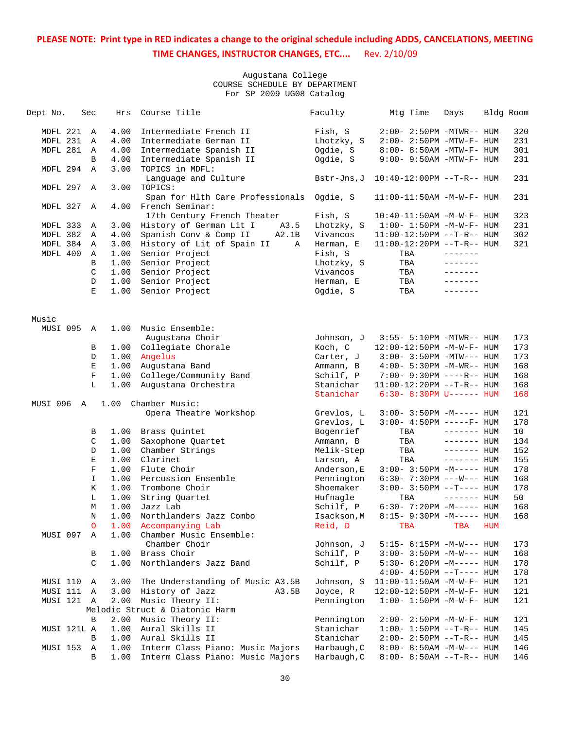**PLEASE NOTE: Print type in RED indicates a change to the original schedule including ADDS, CANCELATIONS, MEETING TIME CHANGES, INSTRUCTOR CHANGES, ETC....** Rev. 2/10/09

Augustana College
COURSE SCHEDULE BY DEPARTMENT
For SP 2009 UG08 Catalog

| Dept No. | Sec | Hrs | Course Title | Faculty | Mtg Time | Days | Bldg | Room |
|---|---|---|---|---|---|---|---|---|
| MDFL 221 | A | 4.00 | Intermediate French II | Fish, S | 2:00- 2:50PM | -MTWR-- | HUM | 320 |
| MDFL 231 | A | 4.00 | Intermediate German II | Lhotzky, S | 2:00- 2:50PM | -MTW-F- | HUM | 231 |
| MDFL 281 | A | 4.00 | Intermediate Spanish II | Ogdie, S | 8:00- 8:50AM | -MTW-F- | HUM | 301 |
| | B | 4.00 | Intermediate Spanish II | Ogdie, S | 9:00- 9:50AM | -MTW-F- | HUM | 231 |
| MDFL 294 | A | 3.00 | TOPICS in MDFL: Language and Culture | Bstr-Jns,J | 10:40-12:00PM | --T-R-- | HUM | 231 |
| MDFL 297 | A | 3.00 | TOPICS: Span for Hlth Care Professionals | Ogdie, S | 11:00-11:50AM | -M-W-F- | HUM | 231 |
| MDFL 327 | A | 4.00 | French Seminar: 17th Century French Theater | Fish, S | 10:40-11:50AM | -M-W-F- | HUM | 323 |
| MDFL 333 | A | 3.00 | History of German Lit I A3.5 | Lhotzky, S | 1:00- 1:50PM | -M-W-F- | HUM | 231 |
| MDFL 382 | A | 4.00 | Spanish Conv & Comp II A2.1B | Vivancos | 11:00-12:50PM | --T-R-- | HUM | 302 |
| MDFL 384 | A | 3.00 | History of Lit of Spain II A | Herman, E | 11:00-12:20PM | --T-R-- | HUM | 321 |
| MDFL 400 | A | 1.00 | Senior Project | Fish, S | TBA | ------- | | |
| | B | 1.00 | Senior Project | Lhotzky, S | TBA | ------- | | |
| | C | 1.00 | Senior Project | Vivancos | TBA | ------- | | |
| | D | 1.00 | Senior Project | Herman, E | TBA | ------- | | |
| | E | 1.00 | Senior Project | Ogdie, S | TBA | ------- | | |

Music

| Dept No. | Sec | Hrs | Course Title | Faculty | Mtg Time | Days | Bldg | Room |
|---|---|---|---|---|---|---|---|---|
| MUSI 095 | A | 1.00 | Music Ensemble: Augustana Choir | Johnson, J | 3:55- 5:10PM | -MTWR-- | HUM | 173 |
| | B | 1.00 | Collegiate Chorale | Koch, C | 12:00-12:50PM | -M-W-F- | HUM | 173 |
| | D | 1.00 | Angelus | Carter, J | 3:00- 3:50PM | -MTW--- | HUM | 173 |
| | E | 1.00 | Augustana Band | Ammann, B | 4:00- 5:30PM | -M-WR-- | HUM | 168 |
| | F | 1.00 | College/Community Band | Schilf, P | 7:00- 9:30PM | ----R-- | HUM | 168 |
| | L | 1.00 | Augustana Orchestra | Stanichar | 11:00-12:20PM | --T-R-- | HUM | 168 |
| | | | | Stanichar | 6:30- 8:30PM | U------ | HUM | 168 |
| MUSI 096 | A | 1.00 | Chamber Music: Opera Theatre Workshop | Grevlos, L | 3:00- 3:50PM | -M----- | HUM | 121 |
| | | | | Grevlos, L | 3:00- 4:50PM | -----F- | HUM | 178 |
| | B | 1.00 | Brass Quintet | Bogenrief | TBA | ------- | HUM | 10 |
| | C | 1.00 | Saxophone Quartet | Ammann, B | TBA | ------- | HUM | 134 |
| | D | 1.00 | Chamber Strings | Melik-Step | TBA | ------- | HUM | 152 |
| | E | 1.00 | Clarinet | Larson, A | TBA | ------- | HUM | 155 |
| | F | 1.00 | Flute Choir | Anderson,E | 3:00- 3:50PM | -M----- | HUM | 178 |
| | I | 1.00 | Percussion Ensemble | Pennington | 6:30- 7:30PM | ---W--- | HUM | 168 |
| | K | 1.00 | Trombone Choir | Shoemaker | 3:00- 3:50PM | --T---- | HUM | 178 |
| | L | 1.00 | String Quartet | Hufnagle | TBA | ------- | HUM | 50 |
| | M | 1.00 | Jazz Lab | Schilf, P | 6:30- 7:20PM | -M----- | HUM | 168 |
| | N | 1.00 | Northlanders Jazz Combo | Isackson,M | 8:15- 9:30PM | -M----- | HUM | 168 |
| | O | 1.00 | Accompanying Lab | Reid, D | TBA | TBA | HUM | |
| MUSI 097 | A | 1.00 | Chamber Music Ensemble: Chamber Choir | Johnson, J | 5:15- 6:15PM | -M-W--- | HUM | 173 |
| | B | 1.00 | Brass Choir | Schilf, P | 3:00- 3:50PM | -M-W--- | HUM | 168 |
| | C | 1.00 | Northlanders Jazz Band | Schilf, P | 5:30- 6:20PM | –M----- | HUM | 178 |
| | | | | | 4:00- 4:50PM | –-T---- | HUM | 178 |
| MUSI 110 | A | 3.00 | The Understanding of Music A3.5B | Johnson, S | 11:00-11:50AM | -M-W-F- | HUM | 121 |
| MUSI 111 | A | 3.00 | History of Jazz A3.5B | Joyce, R | 12:00-12:50PM | -M-W-F- | HUM | 121 |
| MUSI 121 | A | 2.00 | Music Theory II: Melodic Struct & Diatonic Harm | Pennington | 1:00- 1:50PM | -M-W-F- | HUM | 121 |
| | B | 2.00 | Music Theory II: | Pennington | 2:00- 2:50PM | -M-W-F- | HUM | 121 |
| MUSI 121L | A | 1.00 | Aural Skills II | Stanichar | 1:00- 1:50PM | --T-R-- | HUM | 145 |
| | B | 1.00 | Aural Skills II | Stanichar | 2:00- 2:50PM | --T-R-- | HUM | 145 |
| MUSI 153 | A | 1.00 | Interm Class Piano: Music Majors | Harbaugh,C | 8:00- 8:50AM | -M-W--- | HUM | 146 |
| | B | 1.00 | Interm Class Piano: Music Majors | Harbaugh,C | 8:00- 8:50AM | --T-R-- | HUM | 146 |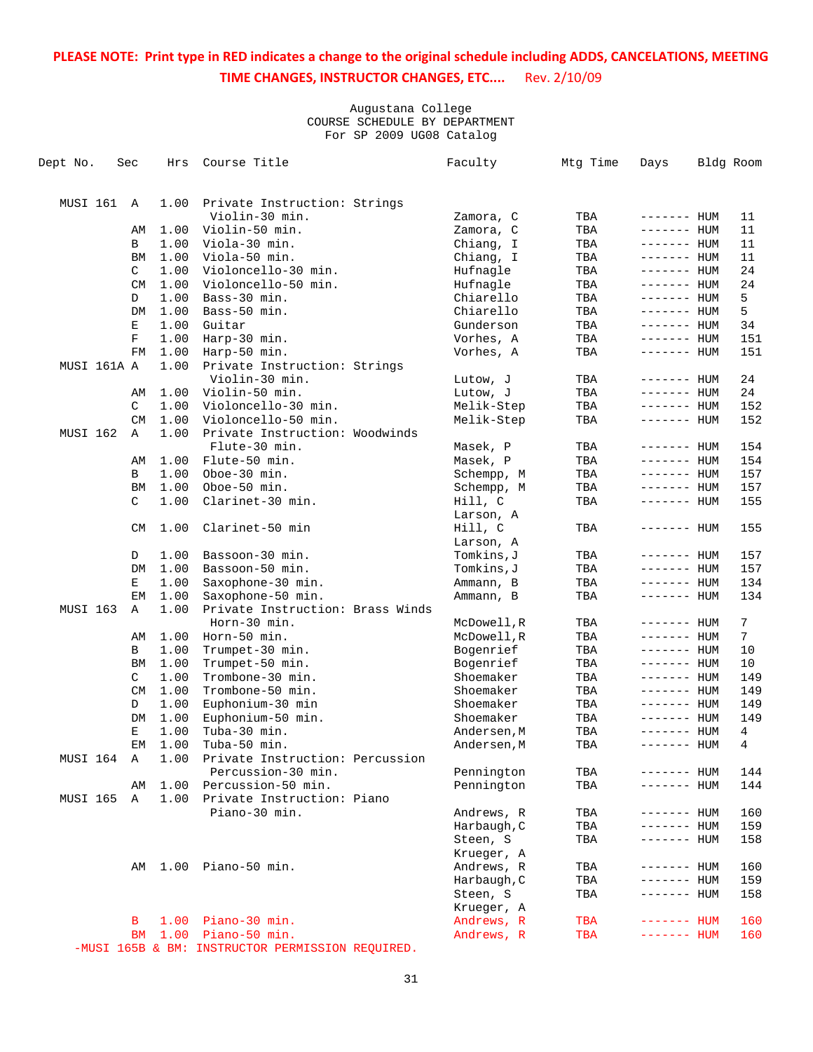**PLEASE NOTE: Print type in RED indicates a change to the original schedule including ADDS, CANCELATIONS, MEETING TIME CHANGES, INSTRUCTOR CHANGES, ETC....** Rev. 2/10/09

Augustana College
COURSE SCHEDULE BY DEPARTMENT
For SP 2009 UG08 Catalog

| Dept No. | Sec | Hrs | Course Title | Faculty | Mtg Time | Days | Bldg | Room |
|---|---|---|---|---|---|---|---|---|
| MUSI 161 | A | 1.00 | Private Instruction: Strings | | | | | |
| | | | Violin-30 min. | Zamora, C | TBA | ------- | HUM | 11 |
| | AM | 1.00 | Violin-50 min. | Zamora, C | TBA | ------- | HUM | 11 |
| | B | 1.00 | Viola-30 min. | Chiang, I | TBA | ------- | HUM | 11 |
| | BM | 1.00 | Viola-50 min. | Chiang, I | TBA | ------- | HUM | 11 |
| | C | 1.00 | Violoncello-30 min. | Hufnagle | TBA | ------- | HUM | 24 |
| | CM | 1.00 | Violoncello-50 min. | Hufnagle | TBA | ------- | HUM | 24 |
| | D | 1.00 | Bass-30 min. | Chiarello | TBA | ------- | HUM | 5 |
| | DM | 1.00 | Bass-50 min. | Chiarello | TBA | ------- | HUM | 5 |
| | E | 1.00 | Guitar | Gunderson | TBA | ------- | HUM | 34 |
| | F | 1.00 | Harp-30 min. | Vorhes, A | TBA | ------- | HUM | 151 |
| | FM | 1.00 | Harp-50 min. | Vorhes, A | TBA | ------- | HUM | 151 |
| MUSI 161A | A | 1.00 | Private Instruction: Strings | | | | | |
| | | | Violin-30 min. | Lutow, J | TBA | ------- | HUM | 24 |
| | AM | 1.00 | Violin-50 min. | Lutow, J | TBA | ------- | HUM | 24 |
| | C | 1.00 | Violoncello-30 min. | Melik-Step | TBA | ------- | HUM | 152 |
| | CM | 1.00 | Violoncello-50 min. | Melik-Step | TBA | ------- | HUM | 152 |
| MUSI 162 | A | 1.00 | Private Instruction: Woodwinds | | | | | |
| | | | Flute-30 min. | Masek, P | TBA | ------- | HUM | 154 |
| | AM | 1.00 | Flute-50 min. | Masek, P | TBA | ------- | HUM | 154 |
| | B | 1.00 | Oboe-30 min. | Schempp, M | TBA | ------- | HUM | 157 |
| | BM | 1.00 | Oboe-50 min. | Schempp, M | TBA | ------- | HUM | 157 |
| | C | 1.00 | Clarinet-30 min. | Hill, C<br>Larson, A | TBA | ------- | HUM | 155 |
| | CM | 1.00 | Clarinet-50 min | Hill, C<br>Larson, A | TBA | ------- | HUM | 155 |
| | D | 1.00 | Bassoon-30 min. | Tomkins,J | TBA | ------- | HUM | 157 |
| | DM | 1.00 | Bassoon-50 min. | Tomkins,J | TBA | ------- | HUM | 157 |
| | E | 1.00 | Saxophone-30 min. | Ammann, B | TBA | ------- | HUM | 134 |
| | EM | 1.00 | Saxophone-50 min. | Ammann, B | TBA | ------- | HUM | 134 |
| MUSI 163 | A | 1.00 | Private Instruction: Brass Winds | | | | | |
| | | | Horn-30 min. | McDowell,R | TBA | ------- | HUM | 7 |
| | AM | 1.00 | Horn-50 min. | McDowell,R | TBA | ------- | HUM | 7 |
| | B | 1.00 | Trumpet-30 min. | Bogenrief | TBA | ------- | HUM | 10 |
| | BM | 1.00 | Trumpet-50 min. | Bogenrief | TBA | ------- | HUM | 10 |
| | C | 1.00 | Trombone-30 min. | Shoemaker | TBA | ------- | HUM | 149 |
| | CM | 1.00 | Trombone-50 min. | Shoemaker | TBA | ------- | HUM | 149 |
| | D | 1.00 | Euphonium-30 min | Shoemaker | TBA | ------- | HUM | 149 |
| | DM | 1.00 | Euphonium-50 min. | Shoemaker | TBA | ------- | HUM | 149 |
| | E | 1.00 | Tuba-30 min. | Andersen,M | TBA | ------- | HUM | 4 |
| | EM | 1.00 | Tuba-50 min. | Andersen,M | TBA | ------- | HUM | 4 |
| MUSI 164 | A | 1.00 | Private Instruction: Percussion | | | | | |
| | | | Percussion-30 min. | Pennington | TBA | ------- | HUM | 144 |
| | AM | 1.00 | Percussion-50 min. | Pennington | TBA | ------- | HUM | 144 |
| MUSI 165 | A | 1.00 | Private Instruction: Piano | | | | | |
| | | | Piano-30 min. | Andrews, R | TBA | ------- | HUM | 160 |
| | | | | Harbaugh,C | TBA | ------- | HUM | 159 |
| | | | | Steen, S<br>Krueger, A | TBA | ------- | HUM | 158 |
| | AM | 1.00 | Piano-50 min. | Andrews, R | TBA | ------- | HUM | 160 |
| | | | | Harbaugh,C | TBA | ------- | HUM | 159 |
| | | | | Steen, S<br>Krueger, A | TBA | ------- | HUM | 158 |
| | B | 1.00 | Piano-30 min. | Andrews, R | TBA | ------- | HUM | 160 |
| | BM | 1.00 | Piano-50 min. | Andrews, R | TBA | ------- | HUM | 160 |

-MUSI 165B & BM: INSTRUCTOR PERMISSION REQUIRED.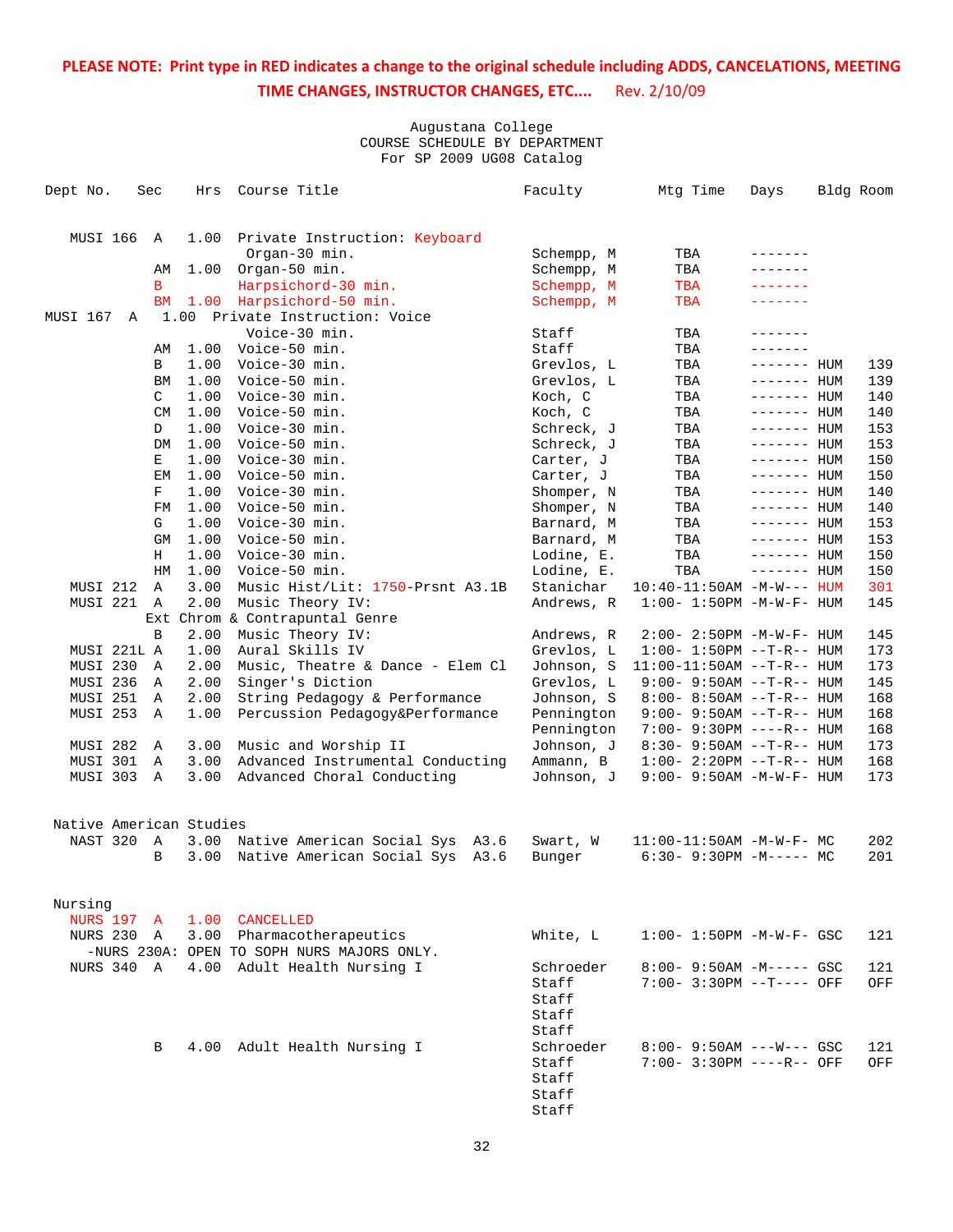**PLEASE NOTE: Print type in RED indicates a change to the original schedule including ADDS, CANCELATIONS, MEETING TIME CHANGES, INSTRUCTOR CHANGES, ETC....** Rev. 2/10/09

Augustana College
COURSE SCHEDULE BY DEPARTMENT
For SP 2009 UG08 Catalog

| Dept No. | Sec | Hrs | Course Title | Faculty | Mtg Time | Days | Bldg | Room |
|---|---|---|---|---|---|---|---|---|
| MUSI 166 | A | 1.00 | Private Instruction: Keyboard | | | | | |
| | | | Organ-30 min. | Schempp, M | TBA | ------- | | |
| | AM | 1.00 | Organ-50 min. | Schempp, M | TBA | ------- | | |
| | B | | Harpsichord-30 min. | Schempp, M | TBA | ------- | | |
| | BM | 1.00 | Harpsichord-50 min. | Schempp, M | TBA | ------- | | |
| MUSI 167 | A | 1.00 | Private Instruction: Voice | | | | | |
| | | | Voice-30 min. | Staff | TBA | ------- | | |
| | AM | 1.00 | Voice-50 min. | Staff | TBA | ------- | | |
| | B | 1.00 | Voice-30 min. | Grevlos, L | TBA | ------- | HUM | 139 |
| | BM | 1.00 | Voice-50 min. | Grevlos, L | TBA | ------- | HUM | 139 |
| | C | 1.00 | Voice-30 min. | Koch, C | TBA | ------- | HUM | 140 |
| | CM | 1.00 | Voice-50 min. | Koch, C | TBA | ------- | HUM | 140 |
| | D | 1.00 | Voice-30 min. | Schreck, J | TBA | ------- | HUM | 153 |
| | DM | 1.00 | Voice-50 min. | Schreck, J | TBA | ------- | HUM | 153 |
| | E | 1.00 | Voice-30 min. | Carter, J | TBA | ------- | HUM | 150 |
| | EM | 1.00 | Voice-50 min. | Carter, J | TBA | ------- | HUM | 150 |
| | F | 1.00 | Voice-30 min. | Shomper, N | TBA | ------- | HUM | 140 |
| | FM | 1.00 | Voice-50 min. | Shomper, N | TBA | ------- | HUM | 140 |
| | G | 1.00 | Voice-30 min. | Barnard, M | TBA | ------- | HUM | 153 |
| | GM | 1.00 | Voice-50 min. | Barnard, M | TBA | ------- | HUM | 153 |
| | H | 1.00 | Voice-30 min. | Lodine, E. | TBA | ------- | HUM | 150 |
| | HM | 1.00 | Voice-50 min. | Lodine, E. | TBA | ------- | HUM | 150 |
| MUSI 212 | A | 3.00 | Music Hist/Lit: 1750-Prsnt A3.1B | Stanichar | 10:40-11:50AM | -M-W--- | HUM | 301 |
| MUSI 221 | A | 2.00 | Music Theory IV: | Andrews, R | 1:00- 1:50PM | -M-W-F- | HUM | 145 |
| | | | Ext Chrom & Contrapuntal Genre | | | | | |
| | B | 2.00 | Music Theory IV: | Andrews, R | 2:00- 2:50PM | -M-W-F- | HUM | 145 |
| MUSI 221L | A | 1.00 | Aural Skills IV | Grevlos, L | 1:00- 1:50PM | --T-R-- | HUM | 173 |
| MUSI 230 | A | 2.00 | Music, Theatre & Dance - Elem Cl | Johnson, S | 11:00-11:50AM | --T-R-- | HUM | 173 |
| MUSI 236 | A | 2.00 | Singer's Diction | Grevlos, L | 9:00- 9:50AM | --T-R-- | HUM | 145 |
| MUSI 251 | A | 2.00 | String Pedagogy & Performance | Johnson, S | 8:00- 8:50AM | --T-R-- | HUM | 168 |
| MUSI 253 | A | 1.00 | Percussion Pedagogy&Performance | Pennington | 9:00- 9:50AM | --T-R-- | HUM | 168 |
| | | | | Pennington | 7:00- 9:30PM | ----R-- | HUM | 168 |
| MUSI 282 | A | 3.00 | Music and Worship II | Johnson, J | 8:30- 9:50AM | --T-R-- | HUM | 173 |
| MUSI 301 | A | 3.00 | Advanced Instrumental Conducting | Ammann, B | 1:00- 2:20PM | --T-R-- | HUM | 168 |
| MUSI 303 | A | 3.00 | Advanced Choral Conducting | Johnson, J | 9:00- 9:50AM | -M-W-F- | HUM | 173 |
| **Native American Studies** | | | | | | | | |
| NAST 320 | A | 3.00 | Native American Social Sys A3.6 | Swart, W | 11:00-11:50AM | -M-W-F- | MC | 202 |
| | B | 3.00 | Native American Social Sys A3.6 | Bunger | 6:30- 9:30PM | -M----- | MC | 201 |
| **Nursing** | | | | | | | | |
| NURS 197 | A | 1.00 | CANCELLED | | | | | |
| NURS 230 | A | 3.00 | Pharmacotherapeutics | White, L | 1:00- 1:50PM | -M-W-F- | GSC | 121 |
| | | | -NURS 230A: OPEN TO SOPH NURS MAJORS ONLY. | | | | | |
| NURS 340 | A | 4.00 | Adult Health Nursing I | Schroeder | 8:00- 9:50AM | -M----- | GSC | 121 |
| | | | | Staff | 7:00- 3:30PM | --T---- | OFF | OFF |
| | | | | Staff | | | | |
| | | | | Staff | | | | |
| | | | | Staff | | | | |
| | B | 4.00 | Adult Health Nursing I | Schroeder | 8:00- 9:50AM | ---W--- | GSC | 121 |
| | | | | Staff | 7:00- 3:30PM | ----R-- | OFF | OFF |
| | | | | Staff | | | | |
| | | | | Staff | | | | |
| | | | | Staff | | | | |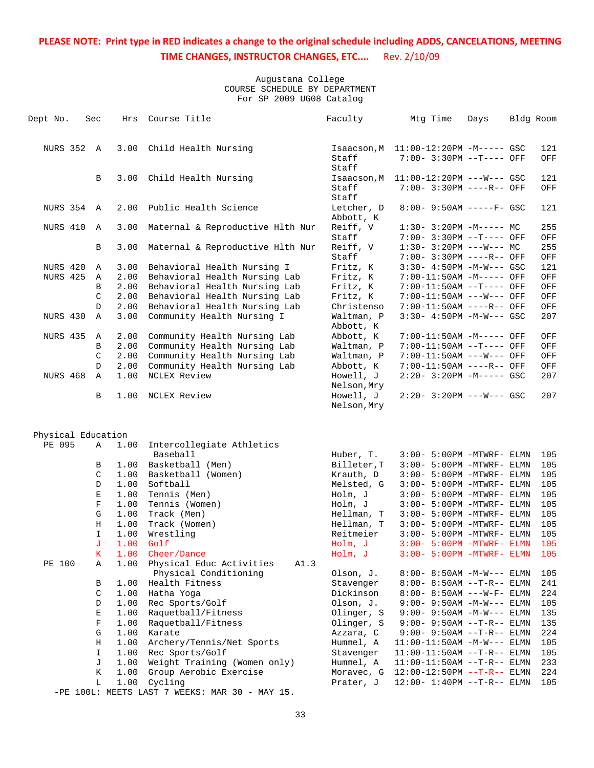**PLEASE NOTE: Print type in RED indicates a change to the original schedule including ADDS, CANCELATIONS, MEETING TIME CHANGES, INSTRUCTOR CHANGES, ETC....** Rev. 2/10/09

Augustana College
COURSE SCHEDULE BY DEPARTMENT
For SP 2009 UG08 Catalog

| Dept No. | Sec | Hrs | Course Title | Faculty | Mtg Time | Days | Bldg | Room |
|---|---|---|---|---|---|---|---|---|
| NURS 352 | A | 3.00 | Child Health Nursing | Isaacson,M | 11:00-12:20PM | -M----- | GSC | 121 |
| | | | | Staff | 7:00- 3:30PM | --T---- | OFF | OFF |
| | | | | Staff | | | | |
| | B | 3.00 | Child Health Nursing | Isaacson,M | 11:00-12:20PM | ---W--- | GSC | 121 |
| | | | | Staff | 7:00- 3:30PM | ----R-- | OFF | OFF |
| | | | | Staff | | | | |
| NURS 354 | A | 2.00 | Public Health Science | Letcher, D | 8:00- 9:50AM | -----F- | GSC | 121 |
| | | | | Abbott, K | | | | |
| NURS 410 | A | 3.00 | Maternal & Reproductive Hlth Nur | Reiff, V | 1:30- 3:20PM | -M----- | MC | 255 |
| | | | | Staff | 7:00- 3:30PM | --T---- | OFF | OFF |
| | B | 3.00 | Maternal & Reproductive Hlth Nur | Reiff, V | 1:30- 3:20PM | ---W--- | MC | 255 |
| | | | | Staff | 7:00- 3:30PM | ----R-- | OFF | OFF |
| NURS 420 | A | 3.00 | Behavioral Health Nursing I | Fritz, K | 3:30- 4:50PM | -M-W--- | GSC | 121 |
| NURS 425 | A | 2.00 | Behavioral Health Nursing Lab | Fritz, K | 7:00-11:50AM | -M----- | OFF | OFF |
| | B | 2.00 | Behavioral Health Nursing Lab | Fritz, K | 7:00-11:50AM | --T---- | OFF | OFF |
| | C | 2.00 | Behavioral Health Nursing Lab | Fritz, K | 7:00-11:50AM | ---W--- | OFF | OFF |
| | D | 2.00 | Behavioral Health Nursing Lab | Christenso | 7:00-11:50AM | ----R-- | OFF | OFF |
| NURS 430 | A | 3.00 | Community Health Nursing I | Waltman, P | 3:30- 4:50PM | -M-W--- | GSC | 207 |
| | | | | Abbott, K | | | | |
| NURS 435 | A | 2.00 | Community Health Nursing Lab | Abbott, K | 7:00-11:50AM | -M----- | OFF | OFF |
| | B | 2.00 | Community Health Nursing Lab | Waltman, P | 7:00-11:50AM | --T---- | OFF | OFF |
| | C | 2.00 | Community Health Nursing Lab | Waltman, P | 7:00-11:50AM | ---W--- | OFF | OFF |
| | D | 2.00 | Community Health Nursing Lab | Abbott, K | 7:00-11:50AM | ----R-- | OFF | OFF |
| NURS 468 | A | 1.00 | NCLEX Review | Howell, J | 2:20- 3:20PM | -M----- | GSC | 207 |
| | | | | Nelson,Mry | | | | |
| | B | 1.00 | NCLEX Review | Howell, J | 2:20- 3:20PM | ---W--- | GSC | 207 |
| | | | | Nelson,Mry | | | | |

## Physical Education

| Dept No. | Sec | Hrs | Course Title | Faculty | Mtg Time | Days | Bldg | Room |
|---|---|---|---|---|---|---|---|---|
| PE 095 | A | 1.00 | Intercollegiate Athletics | | | | | |
| | | | Baseball | Huber, T. | 3:00- 5:00PM | -MTWRF- | ELMN | 105 |
| | B | 1.00 | Basketball (Men) | Billeter,T | 3:00- 5:00PM | -MTWRF- | ELMN | 105 |
| | C | 1.00 | Basketball (Women) | Krauth, D | 3:00- 5:00PM | -MTWRF- | ELMN | 105 |
| | D | 1.00 | Softball | Melsted, G | 3:00- 5:00PM | -MTWRF- | ELMN | 105 |
| | E | 1.00 | Tennis (Men) | Holm, J | 3:00- 5:00PM | -MTWRF- | ELMN | 105 |
| | F | 1.00 | Tennis (Women) | Holm, J | 3:00- 5:00PM | -MTWRF- | ELMN | 105 |
| | G | 1.00 | Track (Men) | Hellman, T | 3:00- 5:00PM | -MTWRF- | ELMN | 105 |
| | H | 1.00 | Track (Women) | Hellman, T | 3:00- 5:00PM | -MTWRF- | ELMN | 105 |
| | I | 1.00 | Wrestling | Reitmeier | 3:00- 5:00PM | -MTWRF- | ELMN | 105 |
| | J | 1.00 | Golf | Holm, J | 3:00- 5:00PM | -MTWRF- | ELMN | 105 |
| | K | 1.00 | Cheer/Dance | Holm, J | 3:00- 5:00PM | -MTWRF- | ELMN | 105 |
| PE 100 | A | 1.00 | Physical Educ Activities A1.3 | | | | | |
| | | | Physical Conditioning | Olson, J. | 8:00- 8:50AM | -M-W--- | ELMN | 105 |
| | B | 1.00 | Health Fitness | Stavenger | 8:00- 8:50AM | --T-R-- | ELMN | 241 |
| | C | 1.00 | Hatha Yoga | Dickinson | 8:00- 8:50AM | ---W-F- | ELMN | 224 |
| | D | 1.00 | Rec Sports/Golf | Olson, J. | 9:00- 9:50AM | -M-W--- | ELMN | 105 |
| | E | 1.00 | Raquetball/Fitness | Olinger, S | 9:00- 9:50AM | -M-W--- | ELMN | 135 |
| | F | 1.00 | Raquetball/Fitness | Olinger, S | 9:00- 9:50AM | --T-R-- | ELMN | 135 |
| | G | 1.00 | Karate | Azzara, C | 9:00- 9:50AM | --T-R-- | ELMN | 224 |
| | H | 1.00 | Archery/Tennis/Net Sports | Hummel, A | 11:00-11:50AM | -M-W--- | ELMN | 105 |
| | I | 1.00 | Rec Sports/Golf | Stavenger | 11:00-11:50AM | --T-R-- | ELMN | 105 |
| | J | 1.00 | Weight Training (Women only) | Hummel, A | 11:00-11:50AM | --T-R-- | ELMN | 233 |
| | K | 1.00 | Group Aerobic Exercise | Moravec, G | 12:00-12:50PM | --T-R-- | ELMN | 224 |
| | L | 1.00 | Cycling | Prater, J | 12:00- 1:40PM | --T-R-- | ELMN | 105 |

-PE 100L: MEETS LAST 7 WEEKS: MAR 30 - MAY 15.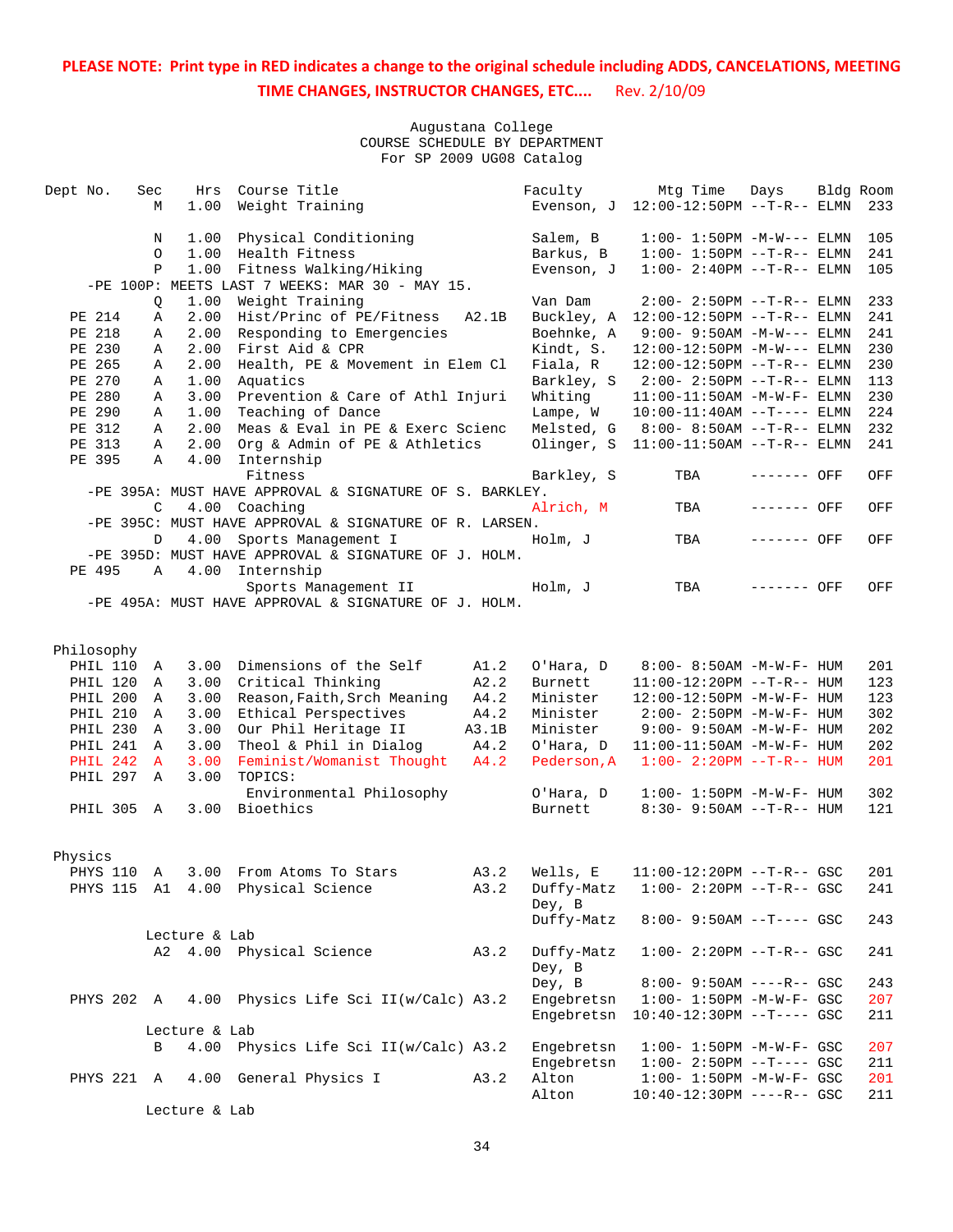**PLEASE NOTE: Print type in RED indicates a change to the original schedule including ADDS, CANCELATIONS, MEETING TIME CHANGES, INSTRUCTOR CHANGES, ETC....** Rev. 2/10/09

Augustana College
COURSE SCHEDULE BY DEPARTMENT
For SP 2009 UG08 Catalog

| Dept No. | Sec | Hrs | Course Title | | Faculty | Mtg Time | Days | Bldg | Room |
|---|---|---|---|---|---|---|---|---|---|
| | M | 1.00 | Weight Training | | Evenson, J | 12:00-12:50PM | --T-R-- | ELMN | 233 |
| | N | 1.00 | Physical Conditioning | | Salem, B | 1:00- 1:50PM | -M-W--- | ELMN | 105 |
| | O | 1.00 | Health Fitness | | Barkus, B | 1:00- 1:50PM | --T-R-- | ELMN | 241 |
| | P | 1.00 | Fitness Walking/Hiking | | Evenson, J | 1:00- 2:40PM | --T-R-- | ELMN | 105 |
| -PE 100P: MEETS LAST 7 WEEKS: MAR 30 - MAY 15. | | | | | | | | | |
| | Q | 1.00 | Weight Training | | Van Dam | 2:00- 2:50PM | --T-R-- | ELMN | 233 |
| PE 214 | A | 2.00 | Hist/Princ of PE/Fitness | A2.1B | Buckley, A | 12:00-12:50PM | --T-R-- | ELMN | 241 |
| PE 218 | A | 2.00 | Responding to Emergencies | | Boehnke, A | 9:00- 9:50AM | -M-W--- | ELMN | 241 |
| PE 230 | A | 2.00 | First Aid & CPR | | Kindt, S. | 12:00-12:50PM | -M-W--- | ELMN | 230 |
| PE 265 | A | 2.00 | Health, PE & Movement in Elem Cl | | Fiala, R | 12:00-12:50PM | --T-R-- | ELMN | 230 |
| PE 270 | A | 1.00 | Aquatics | | Barkley, S | 2:00- 2:50PM | --T-R-- | ELMN | 113 |
| PE 280 | A | 3.00 | Prevention & Care of Athl Injuri | | Whiting | 11:00-11:50AM | -M-W-F- | ELMN | 230 |
| PE 290 | A | 1.00 | Teaching of Dance | | Lampe, W | 10:00-11:40AM | --T---- | ELMN | 224 |
| PE 312 | A | 2.00 | Meas & Eval in PE & Exerc Scienc | | Melsted, G | 8:00- 8:50AM | --T-R-- | ELMN | 232 |
| PE 313 | A | 2.00 | Org & Admin of PE & Athletics | | Olinger, S | 11:00-11:50AM | --T-R-- | ELMN | 241 |
| PE 395 | A | 4.00 | Internship | | | | | | |
| | | | Fitness | | Barkley, S | TBA | ------- | OFF | OFF |
| -PE 395A: MUST HAVE APPROVAL & SIGNATURE OF S. BARKLEY. | | | | | | | | | |
| | C | 4.00 | Coaching | | Alrich, M | TBA | ------- | OFF | OFF |
| -PE 395C: MUST HAVE APPROVAL & SIGNATURE OF R. LARSEN. | | | | | | | | | |
| | D | 4.00 | Sports Management I | | Holm, J | TBA | ------- | OFF | OFF |
| -PE 395D: MUST HAVE APPROVAL & SIGNATURE OF J. HOLM. | | | | | | | | | |
| PE 495 | A | 4.00 | Internship | | | | | | |
| | | | Sports Management II | | Holm, J | TBA | ------- | OFF | OFF |
| -PE 495A: MUST HAVE APPROVAL & SIGNATURE OF J. HOLM. | | | | | | | | | |

## Philosophy

| Dept No. | Sec | Hrs | Course Title | | Faculty | Mtg Time | Days | Bldg | Room |
|---|---|---|---|---|---|---|---|---|---|
| PHIL 110 | A | 3.00 | Dimensions of the Self | A1.2 | O'Hara, D | 8:00- 8:50AM | -M-W-F- | HUM | 201 |
| PHIL 120 | A | 3.00 | Critical Thinking | A2.2 | Burnett | 11:00-12:20PM | --T-R-- | HUM | 123 |
| PHIL 200 | A | 3.00 | Reason,Faith,Srch Meaning | A4.2 | Minister | 12:00-12:50PM | -M-W-F- | HUM | 123 |
| PHIL 210 | A | 3.00 | Ethical Perspectives | A4.2 | Minister | 2:00- 2:50PM | -M-W-F- | HUM | 302 |
| PHIL 230 | A | 3.00 | Our Phil Heritage II | A3.1B | Minister | 9:00- 9:50AM | -M-W-F- | HUM | 202 |
| PHIL 241 | A | 3.00 | Theol & Phil in Dialog | A4.2 | O'Hara, D | 11:00-11:50AM | -M-W-F- | HUM | 202 |
| PHIL 242 | A | 3.00 | Feminist/Womanist Thought | A4.2 | Pederson,A | 1:00- 2:20PM | --T-R-- | HUM | 201 |
| PHIL 297 | A | 3.00 | TOPICS: | | | | | | |
| | | | Environmental Philosophy | | O'Hara, D | 1:00- 1:50PM | -M-W-F- | HUM | 302 |
| PHIL 305 | A | 3.00 | Bioethics | | Burnett | 8:30- 9:50AM | --T-R-- | HUM | 121 |

## Physics

| Dept No. | Sec | Hrs | Course Title | | Faculty | Mtg Time | Days | Bldg | Room |
|---|---|---|---|---|---|---|---|---|---|
| PHYS 110 | A | 3.00 | From Atoms To Stars | A3.2 | Wells, E | 11:00-12:20PM | --T-R-- | GSC | 201 |
| PHYS 115 | A1 | 4.00 | Physical Science | A3.2 | Duffy-Matz | 1:00- 2:20PM | --T-R-- | GSC | 241 |
| | | | | | Dey, B | | | | |
| | | | | | Duffy-Matz | 8:00- 9:50AM | --T---- | GSC | 243 |
| | Lecture & Lab | | | | | | | | |
| | A2 | 4.00 | Physical Science | A3.2 | Duffy-Matz | 1:00- 2:20PM | --T-R-- | GSC | 241 |
| | | | | | Dey, B | | | | |
| | | | | | Dey, B | 8:00- 9:50AM | ----R-- | GSC | 243 |
| PHYS 202 | A | 4.00 | Physics Life Sci II(w/Calc) | A3.2 | Engebretsn | 1:00- 1:50PM | -M-W-F- | GSC | 207 |
| | | | | | Engebretsn | 10:40-12:30PM | --T---- | GSC | 211 |
| | Lecture & Lab | | | | | | | | |
| | B | 4.00 | Physics Life Sci II(w/Calc) | A3.2 | Engebretsn | 1:00- 1:50PM | -M-W-F- | GSC | 207 |
| | | | | | Engebretsn | 1:00- 2:50PM | --T---- | GSC | 211 |
| PHYS 221 | A | 4.00 | General Physics I | A3.2 | Alton | 1:00- 1:50PM | -M-W-F- | GSC | 201 |
| | | | | | Alton | 10:40-12:30PM | ----R-- | GSC | 211 |
| | Lecture & Lab | | | | | | | | |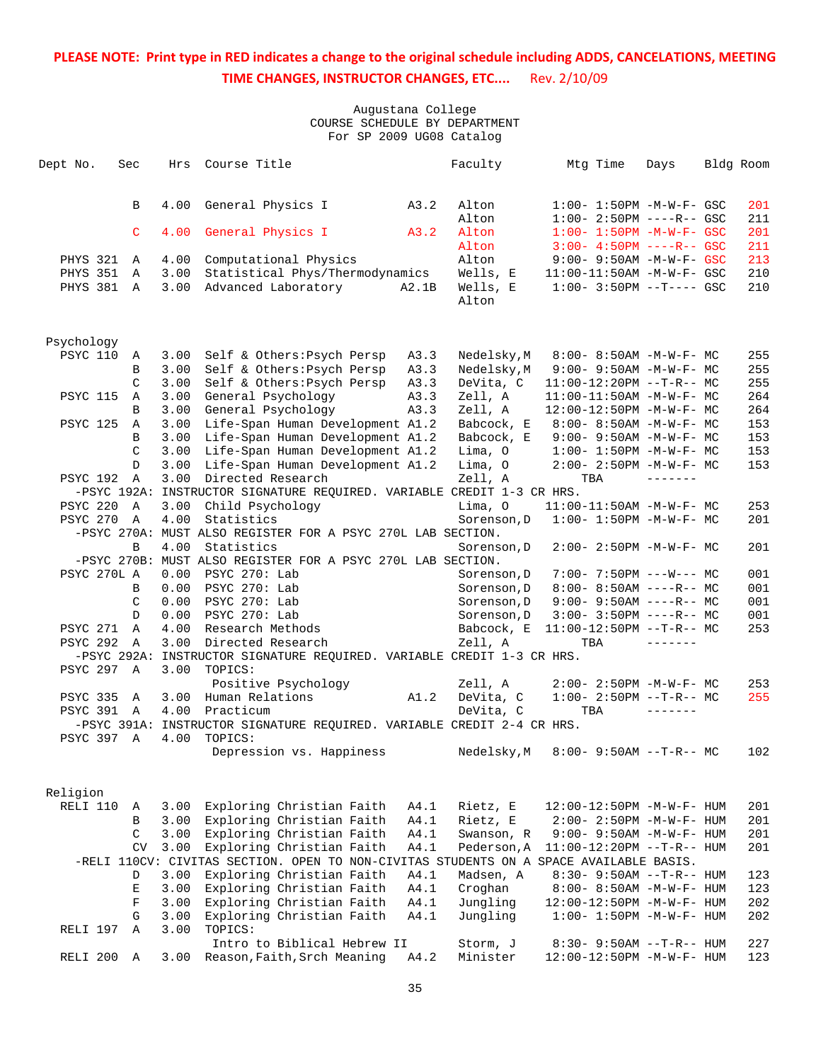**PLEASE NOTE: Print type in RED indicates a change to the original schedule including ADDS, CANCELATIONS, MEETING TIME CHANGES, INSTRUCTOR CHANGES, ETC....** Rev. 2/10/09

Augustana College
COURSE SCHEDULE BY DEPARTMENT
For SP 2009 UG08 Catalog

| Dept No. | Sec | Hrs | Course Title | | Faculty | Mtg Time | Days | Bldg | Room |
|---|---|---|---|---|---|---|---|---|---|
| | B | 4.00 | General Physics I | A3.2 | Alton | 1:00- 1:50PM | -M-W-F- | GSC | 201 |
| | | | | | Alton | 1:00- 2:50PM | ----R-- | GSC | 211 |
| | C | 4.00 | General Physics I | A3.2 | Alton | 1:00- 1:50PM | -M-W-F- | GSC | 201 |
| | | | | | Alton | 3:00- 4:50PM | ----R-- | GSC | 211 |
| PHYS 321 | A | 4.00 | Computational Physics | | Alton | 9:00- 9:50AM | -M-W-F- | GSC | 213 |
| PHYS 351 | A | 3.00 | Statistical Phys/Thermodynamics | | Wells, E | 11:00-11:50AM | -M-W-F- | GSC | 210 |
| PHYS 381 | A | 3.00 | Advanced Laboratory | A2.1B | Wells, E | 1:00- 3:50PM | --T---- | GSC | 210 |
| | | | | | Alton | | | | |
| **Psychology** | | | | | | | | | |
| PSYC 110 | A | 3.00 | Self & Others:Psych Persp | A3.3 | Nedelsky,M | 8:00- 8:50AM | -M-W-F- | MC | 255 |
| | B | 3.00 | Self & Others:Psych Persp | A3.3 | Nedelsky,M | 9:00- 9:50AM | -M-W-F- | MC | 255 |
| | C | 3.00 | Self & Others:Psych Persp | A3.3 | DeVita, C | 11:00-12:20PM | --T-R-- | MC | 255 |
| PSYC 115 | A | 3.00 | General Psychology | A3.3 | Zell, A | 11:00-11:50AM | -M-W-F- | MC | 264 |
| | B | 3.00 | General Psychology | A3.3 | Zell, A | 12:00-12:50PM | -M-W-F- | MC | 264 |
| PSYC 125 | A | 3.00 | Life-Span Human Development | A1.2 | Babcock, E | 8:00- 8:50AM | -M-W-F- | MC | 153 |
| | B | 3.00 | Life-Span Human Development | A1.2 | Babcock, E | 9:00- 9:50AM | -M-W-F- | MC | 153 |
| | C | 3.00 | Life-Span Human Development | A1.2 | Lima, O | 1:00- 1:50PM | -M-W-F- | MC | 153 |
| | D | 3.00 | Life-Span Human Development | A1.2 | Lima, O | 2:00- 2:50PM | -M-W-F- | MC | 153 |
| PSYC 192 | A | 3.00 | Directed Research | | Zell, A | TBA | ------- | | |
| -PSYC 192A: INSTRUCTOR SIGNATURE REQUIRED. VARIABLE CREDIT 1-3 CR HRS. | | | | | | | | | |
| PSYC 220 | A | 3.00 | Child Psychology | | Lima, O | 11:00-11:50AM | -M-W-F- | MC | 253 |
| PSYC 270 | A | 4.00 | Statistics | | Sorenson,D | 1:00- 1:50PM | -M-W-F- | MC | 201 |
| -PSYC 270A: MUST ALSO REGISTER FOR A PSYC 270L LAB SECTION. | | | | | | | | | |
| | B | 4.00 | Statistics | | Sorenson,D | 2:00- 2:50PM | -M-W-F- | MC | 201 |
| -PSYC 270B: MUST ALSO REGISTER FOR A PSYC 270L LAB SECTION. | | | | | | | | | |
| PSYC 270L | A | 0.00 | PSYC 270: Lab | | Sorenson,D | 7:00- 7:50PM | ---W--- | MC | 001 |
| | B | 0.00 | PSYC 270: Lab | | Sorenson,D | 8:00- 8:50AM | ----R-- | MC | 001 |
| | C | 0.00 | PSYC 270: Lab | | Sorenson,D | 9:00- 9:50AM | ----R-- | MC | 001 |
| | D | 0.00 | PSYC 270: Lab | | Sorenson,D | 3:00- 3:50PM | ----R-- | MC | 001 |
| PSYC 271 | A | 4.00 | Research Methods | | Babcock, E | 11:00-12:50PM | --T-R-- | MC | 253 |
| PSYC 292 | A | 3.00 | Directed Research | | Zell, A | TBA | ------- | | |
| -PSYC 292A: INSTRUCTOR SIGNATURE REQUIRED. VARIABLE CREDIT 1-3 CR HRS. | | | | | | | | | |
| PSYC 297 | A | 3.00 | TOPICS: | | | | | | |
| | | | Positive Psychology | | Zell, A | 2:00- 2:50PM | -M-W-F- | MC | 253 |
| PSYC 335 | A | 3.00 | Human Relations | A1.2 | DeVita, C | 1:00- 2:50PM | --T-R-- | MC | 255 |
| PSYC 391 | A | 4.00 | Practicum | | DeVita, C | TBA | ------- | | |
| -PSYC 391A: INSTRUCTOR SIGNATURE REQUIRED. VARIABLE CREDIT 2-4 CR HRS. | | | | | | | | | |
| PSYC 397 | A | 4.00 | TOPICS: | | | | | | |
| | | | Depression vs. Happiness | | Nedelsky,M | 8:00- 9:50AM | --T-R-- | MC | 102 |
| **Religion** | | | | | | | | | |
| RELI 110 | A | 3.00 | Exploring Christian Faith | A4.1 | Rietz, E | 12:00-12:50PM | -M-W-F- | HUM | 201 |
| | B | 3.00 | Exploring Christian Faith | A4.1 | Rietz, E | 2:00- 2:50PM | -M-W-F- | HUM | 201 |
| | C | 3.00 | Exploring Christian Faith | A4.1 | Swanson, R | 9:00- 9:50AM | -M-W-F- | HUM | 201 |
| | CV | 3.00 | Exploring Christian Faith | A4.1 | Pederson,A | 11:00-12:20PM | --T-R-- | HUM | 201 |
| -RELI 110CV: CIVITAS SECTION. OPEN TO NON-CIVITAS STUDENTS ON A SPACE AVAILABLE BASIS. | | | | | | | | | |
| | D | 3.00 | Exploring Christian Faith | A4.1 | Madsen, A | 8:30- 9:50AM | --T-R-- | HUM | 123 |
| | E | 3.00 | Exploring Christian Faith | A4.1 | Croghan | 8:00- 8:50AM | -M-W-F- | HUM | 123 |
| | F | 3.00 | Exploring Christian Faith | A4.1 | Jungling | 12:00-12:50PM | -M-W-F- | HUM | 202 |
| | G | 3.00 | Exploring Christian Faith | A4.1 | Jungling | 1:00- 1:50PM | -M-W-F- | HUM | 202 |
| RELI 197 | A | 3.00 | TOPICS: | | | | | | |
| | | | Intro to Biblical Hebrew II | | Storm, J | 8:30- 9:50AM | --T-R-- | HUM | 227 |
| RELI 200 | A | 3.00 | Reason,Faith,Srch Meaning | A4.2 | Minister | 12:00-12:50PM | -M-W-F- | HUM | 123 |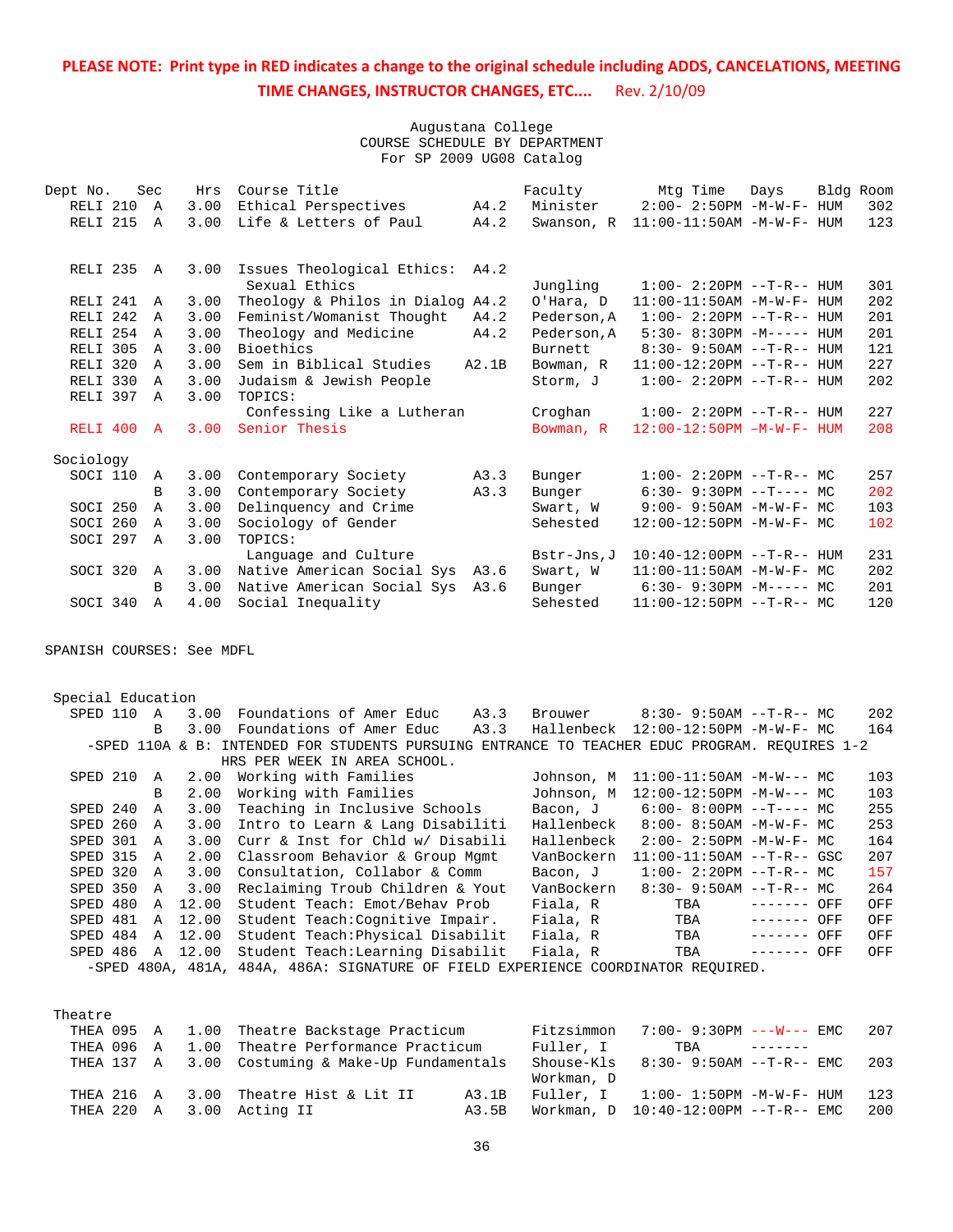**PLEASE NOTE: Print type in RED indicates a change to the original schedule including ADDS, CANCELATIONS, MEETING TIME CHANGES, INSTRUCTOR CHANGES, ETC....** Rev. 2/10/09

Augustana College
COURSE SCHEDULE BY DEPARTMENT
For SP 2009 UG08 Catalog

| Dept No. | Sec | Hrs | Course Title | | Faculty | Mtg Time | Days | Bldg | Room |
|---|---|---|---|---|---|---|---|---|---|
| RELI 210 | A | 3.00 | Ethical Perspectives | A4.2 | Minister | 2:00- 2:50PM | -M-W-F- | HUM | 302 |
| RELI 215 | A | 3.00 | Life & Letters of Paul | A4.2 | Swanson, R | 11:00-11:50AM | -M-W-F- | HUM | 123 |
| RELI 235 | A | 3.00 | Issues Theological Ethics: Sexual Ethics | A4.2 | Jungling | 1:00- 2:20PM | --T-R-- | HUM | 301 |
| RELI 241 | A | 3.00 | Theology & Philos in Dialog | A4.2 | O'Hara, D | 11:00-11:50AM | -M-W-F- | HUM | 202 |
| RELI 242 | A | 3.00 | Feminist/Womanist Thought | A4.2 | Pederson,A | 1:00- 2:20PM | --T-R-- | HUM | 201 |
| RELI 254 | A | 3.00 | Theology and Medicine | A4.2 | Pederson,A | 5:30- 8:30PM | -M----- | HUM | 201 |
| RELI 305 | A | 3.00 | Bioethics | | Burnett | 8:30- 9:50AM | --T-R-- | HUM | 121 |
| RELI 320 | A | 3.00 | Sem in Biblical Studies | A2.1B | Bowman, R | 11:00-12:20PM | --T-R-- | HUM | 227 |
| RELI 330 | A | 3.00 | Judaism & Jewish People | | Storm, J | 1:00- 2:20PM | --T-R-- | HUM | 202 |
| RELI 397 | A | 3.00 | TOPICS: Confessing Like a Lutheran | | Croghan | 1:00- 2:20PM | --T-R-- | HUM | 227 |
| RELI 400 | A | 3.00 | Senior Thesis | | Bowman, R | 12:00-12:50PM | -M-W-F- | HUM | 208 |

**Sociology**

| Dept No. | Sec | Hrs | Course Title | | Faculty | Mtg Time | Days | Bldg | Room |
|---|---|---|---|---|---|---|---|---|---|
| SOCI 110 | A | 3.00 | Contemporary Society | A3.3 | Bunger | 1:00- 2:20PM | --T-R-- | MC | 257 |
| | B | 3.00 | Contemporary Society | A3.3 | Bunger | 6:30- 9:30PM | --T---- | MC | 202 |
| SOCI 250 | A | 3.00 | Delinquency and Crime | | Swart, W | 9:00- 9:50AM | -M-W-F- | MC | 103 |
| SOCI 260 | A | 3.00 | Sociology of Gender | | Sehested | 12:00-12:50PM | -M-W-F- | MC | 102 |
| SOCI 297 | A | 3.00 | TOPICS: Language and Culture | | Bstr-Jns,J | 10:40-12:00PM | --T-R-- | HUM | 231 |
| SOCI 320 | A | 3.00 | Native American Social Sys | A3.6 | Swart, W | 11:00-11:50AM | -M-W-F- | MC | 202 |
| | B | 3.00 | Native American Social Sys | A3.6 | Bunger | 6:30- 9:30PM | -M----- | MC | 201 |
| SOCI 340 | A | 4.00 | Social Inequality | | Sehested | 11:00-12:50PM | --T-R-- | MC | 120 |

SPANISH COURSES: See MDFL

**Special Education**

| Dept No. | Sec | Hrs | Course Title | | Faculty | Mtg Time | Days | Bldg | Room |
|---|---|---|---|---|---|---|---|---|---|
| SPED 110 | A | 3.00 | Foundations of Amer Educ | A3.3 | Brouwer | 8:30- 9:50AM | --T-R-- | MC | 202 |
| | B | 3.00 | Foundations of Amer Educ | A3.3 | Hallenbeck | 12:00-12:50PM | -M-W-F- | MC | 164 |
| | | | -SPED 110A & B: INTENDED FOR STUDENTS PURSUING ENTRANCE TO TEACHER EDUC PROGRAM. REQUIRES 1-2 HRS PER WEEK IN AREA SCHOOL. | | | | | | |
| SPED 210 | A | 2.00 | Working with Families | | Johnson, M | 11:00-11:50AM | -M-W--- | MC | 103 |
| | B | 2.00 | Working with Families | | Johnson, M | 12:00-12:50PM | -M-W--- | MC | 103 |
| SPED 240 | A | 3.00 | Teaching in Inclusive Schools | | Bacon, J | 6:00- 8:00PM | --T---- | MC | 255 |
| SPED 260 | A | 3.00 | Intro to Learn & Lang Disabiliti | | Hallenbeck | 8:00- 8:50AM | -M-W-F- | MC | 253 |
| SPED 301 | A | 3.00 | Curr & Inst for Chld w/ Disabili | | Hallenbeck | 2:00- 2:50PM | -M-W-F- | MC | 164 |
| SPED 315 | A | 2.00 | Classroom Behavior & Group Mgmt | | VanBockern | 11:00-11:50AM | --T-R-- | GSC | 207 |
| SPED 320 | A | 3.00 | Consultation, Collabor & Comm | | Bacon, J | 1:00- 2:20PM | --T-R-- | MC | 157 |
| SPED 350 | A | 3.00 | Reclaiming Troub Children & Yout | | VanBockern | 8:30- 9:50AM | --T-R-- | MC | 264 |
| SPED 480 | A | 12.00 | Student Teach: Emot/Behav Prob | | Fiala, R | TBA | ------- | OFF | OFF |
| SPED 481 | A | 12.00 | Student Teach:Cognitive Impair. | | Fiala, R | TBA | ------- | OFF | OFF |
| SPED 484 | A | 12.00 | Student Teach:Physical Disabilit | | Fiala, R | TBA | ------- | OFF | OFF |
| SPED 486 | A | 12.00 | Student Teach:Learning Disabilit | | Fiala, R | TBA | ------- | OFF | OFF |
| | | | -SPED 480A, 481A, 484A, 486A: SIGNATURE OF FIELD EXPERIENCE COORDINATOR REQUIRED. | | | | | | |

**Theatre**

| Dept No. | Sec | Hrs | Course Title | | Faculty | Mtg Time | Days | Bldg | Room |
|---|---|---|---|---|---|---|---|---|---|
| THEA 095 | A | 1.00 | Theatre Backstage Practicum | | Fitzsimmon | 7:00- 9:30PM | ---W--- | EMC | 207 |
| THEA 096 | A | 1.00 | Theatre Performance Practicum | | Fuller, I | TBA | ------- | | |
| THEA 137 | A | 3.00 | Costuming & Make-Up Fundamentals | | Shouse-Kls, Workman, D | 8:30- 9:50AM | --T-R-- | EMC | 203 |
| THEA 216 | A | 3.00 | Theatre Hist & Lit II | A3.1B | Fuller, I | 1:00- 1:50PM | -M-W-F- | HUM | 123 |
| THEA 220 | A | 3.00 | Acting II | A3.5B | Workman, D | 10:40-12:00PM | --T-R-- | EMC | 200 |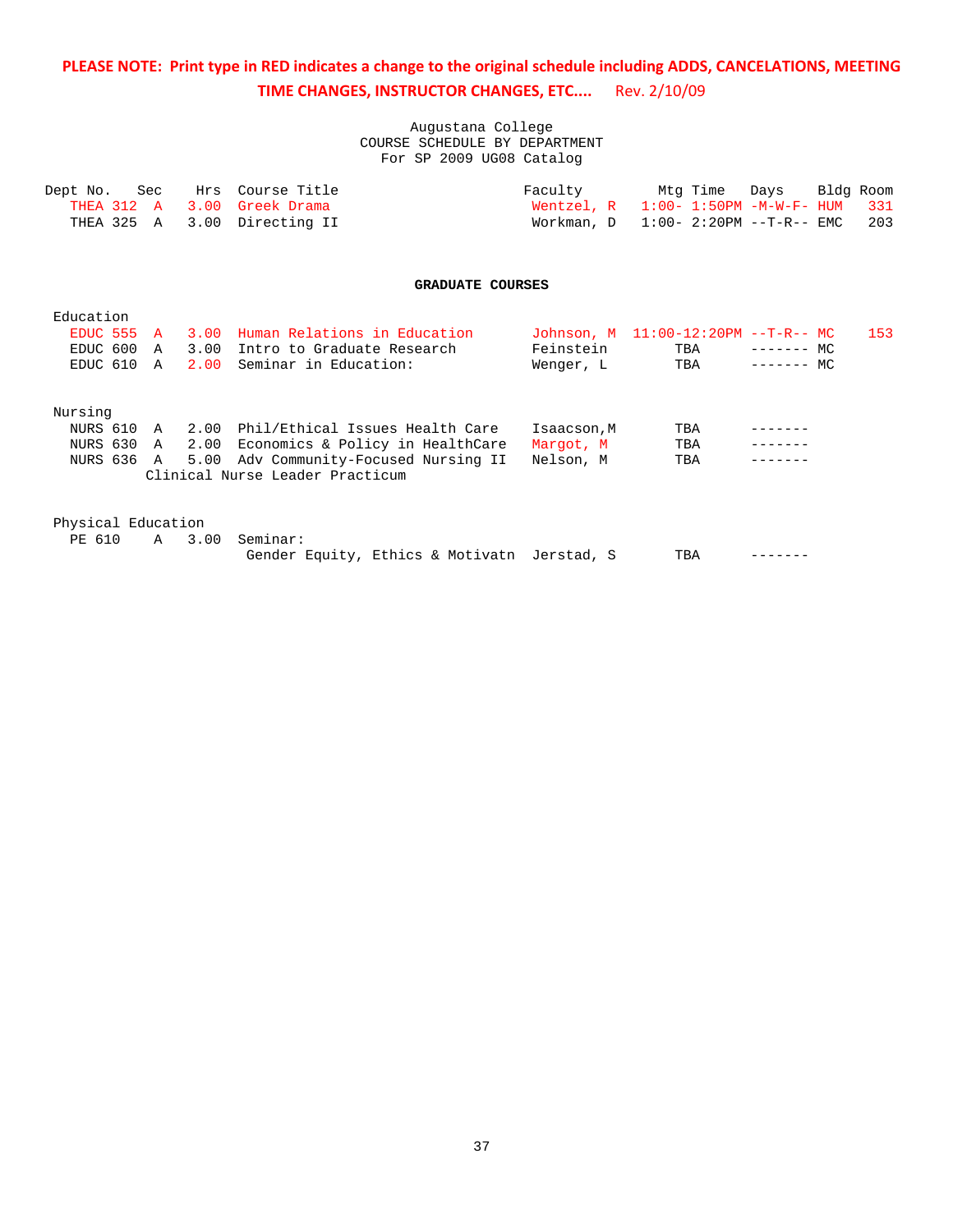**PLEASE NOTE: Print type in RED indicates a change to the original schedule including ADDS, CANCELATIONS, MEETING TIME CHANGES, INSTRUCTOR CHANGES, ETC....** Rev. 2/10/09

Augustana College
COURSE SCHEDULE BY DEPARTMENT
For SP 2009 UG08 Catalog

| Dept No. | Sec | Hrs | Course Title | Faculty | Mtg Time | Days | Bldg | Room |
|---|---|---|---|---|---|---|---|---|
| THEA 312 | A | 3.00 | Greek Drama | Wentzel, R | 1:00- 1:50PM | -M-W-F- | HUM | 331 |
| THEA 325 | A | 3.00 | Directing II | Workman, D | 1:00- 2:20PM | --T-R-- | EMC | 203 |

**GRADUATE COURSES**

Education

| Dept No. | Sec | Hrs | Course Title | Faculty | Mtg Time | Days | Bldg | Room |
|---|---|---|---|---|---|---|---|---|
| EDUC 555 | A | 3.00 | Human Relations in Education | Johnson, M | 11:00-12:20PM | --T-R-- | MC | 153 |
| EDUC 600 | A | 3.00 | Intro to Graduate Research | Feinstein | TBA | ------- | MC | |
| EDUC 610 | A | 2.00 | Seminar in Education: | Wenger, L | TBA | ------- | MC | |

Nursing

| Dept No. | Sec | Hrs | Course Title | Faculty | Mtg Time | Days | Bldg | Room |
|---|---|---|---|---|---|---|---|---|
| NURS 610 | A | 2.00 | Phil/Ethical Issues Health Care | Isaacson,M | TBA | ------- | | |
| NURS 630 | A | 2.00 | Economics & Policy in HealthCare | Margot, M | TBA | ------- | | |
| NURS 636 | A | 5.00 | Adv Community-Focused Nursing II<br>Clinical Nurse Leader Practicum | Nelson, M | TBA | ------- | | |

Physical Education

| Dept No. | Sec | Hrs | Course Title | Faculty | Mtg Time | Days | Bldg | Room |
|---|---|---|---|---|---|---|---|---|
| PE 610 | A | 3.00 | Seminar:<br>Gender Equity, Ethics & Motivatn | Jerstad, S | TBA | ------- | | |